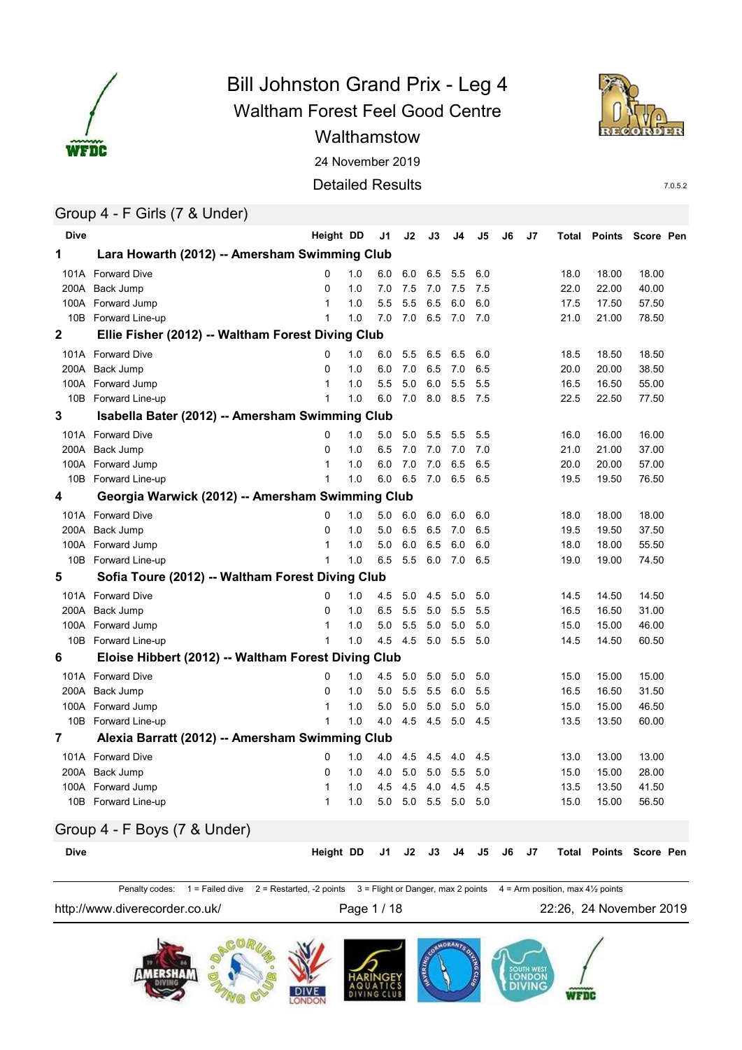# Bill Johnston Grand Prix - Leg 4

Waltham Forest Feel Good Centre

Walthamstow

24 November 2019

Detailed Results

7.0.5.2

## Group 4 - F Girls (7 & Under)

| Dive | | Height | DD | J1 | J2 | J3 | J4 | J5 | J6 | J7 | Total | Points | Score | Pen |
|---|---|---|---|---|---|---|---|---|---|---|---|---|---|---|
| **1** | **Lara Howarth (2012) -- Amersham Swimming Club** | | | | | | | | | | | | | |
| 101A | Forward Dive | 0 | 1.0 | 6.0 | 6.0 | 6.5 | 5.5 | 6.0 | | | 18.0 | 18.00 | 18.00 | |
| 200A | Back Jump | 0 | 1.0 | 7.0 | 7.5 | 7.0 | 7.5 | 7.5 | | | 22.0 | 22.00 | 40.00 | |
| 100A | Forward Jump | 1 | 1.0 | 5.5 | 5.5 | 6.5 | 6.0 | 6.0 | | | 17.5 | 17.50 | 57.50 | |
| 10B | Forward Line-up | 1 | 1.0 | 7.0 | 7.0 | 6.5 | 7.0 | 7.0 | | | 21.0 | 21.00 | 78.50 | |
| **2** | **Ellie Fisher (2012) -- Waltham Forest Diving Club** | | | | | | | | | | | | | |
| 101A | Forward Dive | 0 | 1.0 | 6.0 | 5.5 | 6.5 | 6.5 | 6.0 | | | 18.5 | 18.50 | 18.50 | |
| 200A | Back Jump | 0 | 1.0 | 6.0 | 7.0 | 6.5 | 7.0 | 6.5 | | | 20.0 | 20.00 | 38.50 | |
| 100A | Forward Jump | 1 | 1.0 | 5.5 | 5.0 | 6.0 | 5.5 | 5.5 | | | 16.5 | 16.50 | 55.00 | |
| 10B | Forward Line-up | 1 | 1.0 | 6.0 | 7.0 | 8.0 | 8.5 | 7.5 | | | 22.5 | 22.50 | 77.50 | |
| **3** | **Isabella Bater (2012) -- Amersham Swimming Club** | | | | | | | | | | | | | |
| 101A | Forward Dive | 0 | 1.0 | 5.0 | 5.0 | 5.5 | 5.5 | 5.5 | | | 16.0 | 16.00 | 16.00 | |
| 200A | Back Jump | 0 | 1.0 | 6.5 | 7.0 | 7.0 | 7.0 | 7.0 | | | 21.0 | 21.00 | 37.00 | |
| 100A | Forward Jump | 1 | 1.0 | 6.0 | 7.0 | 7.0 | 6.5 | 6.5 | | | 20.0 | 20.00 | 57.00 | |
| 10B | Forward Line-up | 1 | 1.0 | 6.0 | 6.5 | 7.0 | 6.5 | 6.5 | | | 19.5 | 19.50 | 76.50 | |
| **4** | **Georgia Warwick (2012) -- Amersham Swimming Club** | | | | | | | | | | | | | |
| 101A | Forward Dive | 0 | 1.0 | 5.0 | 6.0 | 6.0 | 6.0 | 6.0 | | | 18.0 | 18.00 | 18.00 | |
| 200A | Back Jump | 0 | 1.0 | 5.0 | 6.5 | 6.5 | 7.0 | 6.5 | | | 19.5 | 19.50 | 37.50 | |
| 100A | Forward Jump | 1 | 1.0 | 5.0 | 6.0 | 6.5 | 6.0 | 6.0 | | | 18.0 | 18.00 | 55.50 | |
| 10B | Forward Line-up | 1 | 1.0 | 6.5 | 5.5 | 6.0 | 7.0 | 6.5 | | | 19.0 | 19.00 | 74.50 | |
| **5** | **Sofia Toure (2012) -- Waltham Forest Diving Club** | | | | | | | | | | | | | |
| 101A | Forward Dive | 0 | 1.0 | 4.5 | 5.0 | 4.5 | 5.0 | 5.0 | | | 14.5 | 14.50 | 14.50 | |
| 200A | Back Jump | 0 | 1.0 | 6.5 | 5.5 | 5.0 | 5.5 | 5.5 | | | 16.5 | 16.50 | 31.00 | |
| 100A | Forward Jump | 1 | 1.0 | 5.0 | 5.5 | 5.0 | 5.0 | 5.0 | | | 15.0 | 15.00 | 46.00 | |
| 10B | Forward Line-up | 1 | 1.0 | 4.5 | 4.5 | 5.0 | 5.5 | 5.0 | | | 14.5 | 14.50 | 60.50 | |
| **6** | **Eloise Hibbert (2012) -- Waltham Forest Diving Club** | | | | | | | | | | | | | |
| 101A | Forward Dive | 0 | 1.0 | 4.5 | 5.0 | 5.0 | 5.0 | 5.0 | | | 15.0 | 15.00 | 15.00 | |
| 200A | Back Jump | 0 | 1.0 | 5.0 | 5.5 | 5.5 | 6.0 | 5.5 | | | 16.5 | 16.50 | 31.50 | |
| 100A | Forward Jump | 1 | 1.0 | 5.0 | 5.0 | 5.0 | 5.0 | 5.0 | | | 15.0 | 15.00 | 46.50 | |
| 10B | Forward Line-up | 1 | 1.0 | 4.0 | 4.5 | 4.5 | 5.0 | 4.5 | | | 13.5 | 13.50 | 60.00 | |
| **7** | **Alexia Barratt (2012) -- Amersham Swimming Club** | | | | | | | | | | | | | |
| 101A | Forward Dive | 0 | 1.0 | 4.0 | 4.5 | 4.5 | 4.0 | 4.5 | | | 13.0 | 13.00 | 13.00 | |
| 200A | Back Jump | 0 | 1.0 | 4.0 | 5.0 | 5.0 | 5.5 | 5.0 | | | 15.0 | 15.00 | 28.00 | |
| 100A | Forward Jump | 1 | 1.0 | 4.5 | 4.5 | 4.0 | 4.5 | 4.5 | | | 13.5 | 13.50 | 41.50 | |
| 10B | Forward Line-up | 1 | 1.0 | 5.0 | 5.0 | 5.5 | 5.0 | 5.0 | | | 15.0 | 15.00 | 56.50 | |

## Group 4 - F Boys (7 & Under)

| Dive | | Height | DD | J1 | J2 | J3 | J4 | J5 | J6 | J7 | Total | Points | Score | Pen |
|---|---|---|---|---|---|---|---|---|---|---|---|---|---|---|

Penalty codes: 1 = Failed dive 2 = Restarted, -2 points 3 = Flight or Danger, max 2 points 4 = Arm position, max 4½ points

http://www.diverecorder.co.uk/ 22:26, 24 November 2019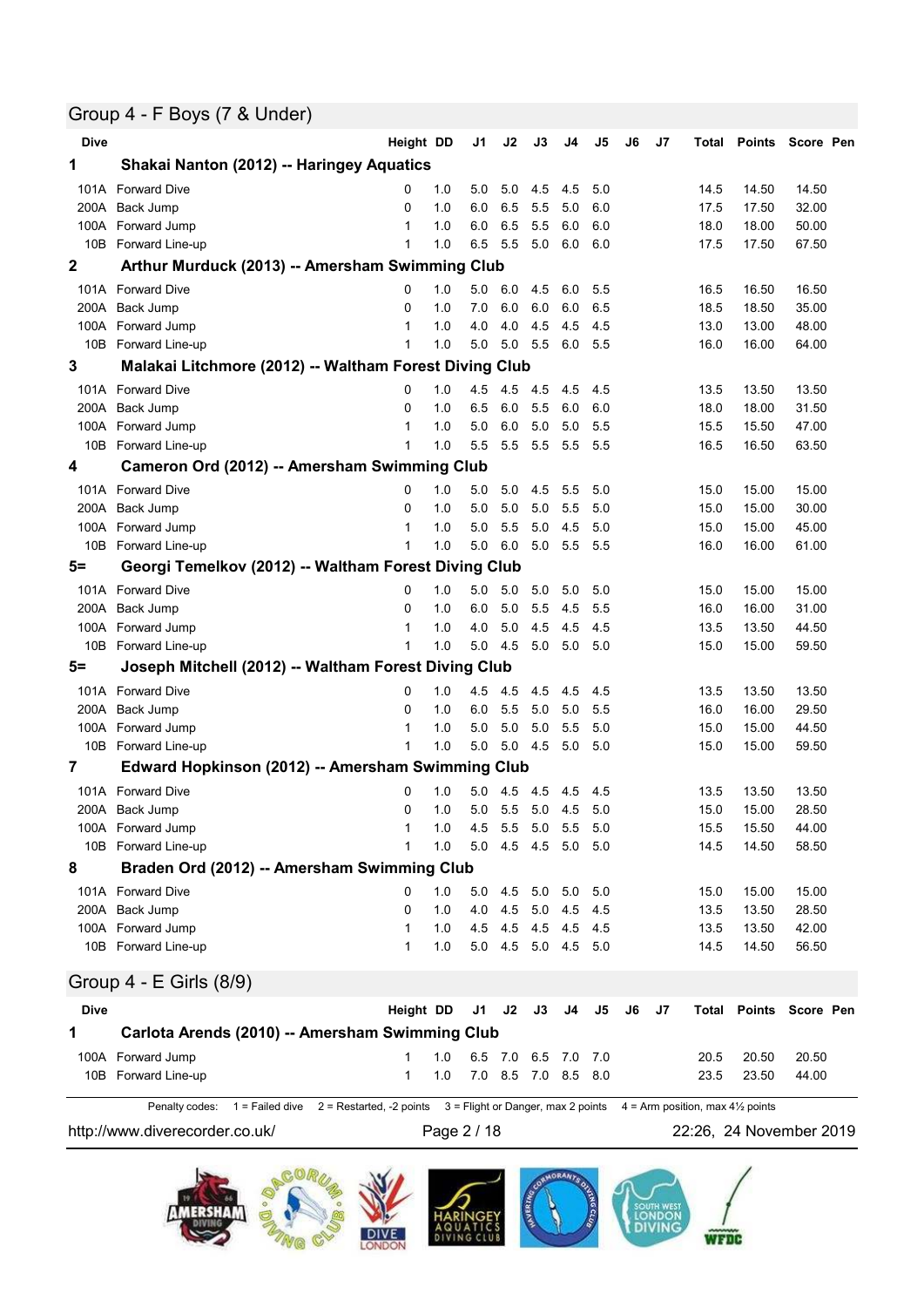## Group 4 - F Boys (7 & Under)

| Dive | | Height | DD | J1 | J2 | J3 | J4 | J5 | J6 | J7 | Total | Points | Score | Pen |
|---|---|---|---|---|---|---|---|---|---|---|---|---|---|---|
| **1** | **Shakai Nanton (2012) -- Haringey Aquatics** | | | | | | | | | | | | | |
| 101A | Forward Dive | 0 | 1.0 | 5.0 | 5.0 | 4.5 | 4.5 | 5.0 | | | 14.5 | 14.50 | 14.50 | |
| 200A | Back Jump | 0 | 1.0 | 6.0 | 6.5 | 5.5 | 5.0 | 6.0 | | | 17.5 | 17.50 | 32.00 | |
| 100A | Forward Jump | 1 | 1.0 | 6.0 | 6.5 | 5.5 | 6.0 | 6.0 | | | 18.0 | 18.00 | 50.00 | |
| 10B | Forward Line-up | 1 | 1.0 | 6.5 | 5.5 | 5.0 | 6.0 | 6.0 | | | 17.5 | 17.50 | 67.50 | |
| **2** | **Arthur Murduck (2013) -- Amersham Swimming Club** | | | | | | | | | | | | | |
| 101A | Forward Dive | 0 | 1.0 | 5.0 | 6.0 | 4.5 | 6.0 | 5.5 | | | 16.5 | 16.50 | 16.50 | |
| 200A | Back Jump | 0 | 1.0 | 7.0 | 6.0 | 6.0 | 6.0 | 6.5 | | | 18.5 | 18.50 | 35.00 | |
| 100A | Forward Jump | 1 | 1.0 | 4.0 | 4.0 | 4.5 | 4.5 | 4.5 | | | 13.0 | 13.00 | 48.00 | |
| 10B | Forward Line-up | 1 | 1.0 | 5.0 | 5.0 | 5.5 | 6.0 | 5.5 | | | 16.0 | 16.00 | 64.00 | |
| **3** | **Malakai Litchmore (2012) -- Waltham Forest Diving Club** | | | | | | | | | | | | | |
| 101A | Forward Dive | 0 | 1.0 | 4.5 | 4.5 | 4.5 | 4.5 | 4.5 | | | 13.5 | 13.50 | 13.50 | |
| 200A | Back Jump | 0 | 1.0 | 6.5 | 6.0 | 5.5 | 6.0 | 6.0 | | | 18.0 | 18.00 | 31.50 | |
| 100A | Forward Jump | 1 | 1.0 | 5.0 | 6.0 | 5.0 | 5.0 | 5.5 | | | 15.5 | 15.50 | 47.00 | |
| 10B | Forward Line-up | 1 | 1.0 | 5.5 | 5.5 | 5.5 | 5.5 | 5.5 | | | 16.5 | 16.50 | 63.50 | |
| **4** | **Cameron Ord (2012) -- Amersham Swimming Club** | | | | | | | | | | | | | |
| 101A | Forward Dive | 0 | 1.0 | 5.0 | 5.0 | 4.5 | 5.5 | 5.0 | | | 15.0 | 15.00 | 15.00 | |
| 200A | Back Jump | 0 | 1.0 | 5.0 | 5.0 | 5.0 | 5.5 | 5.0 | | | 15.0 | 15.00 | 30.00 | |
| 100A | Forward Jump | 1 | 1.0 | 5.0 | 5.5 | 5.0 | 4.5 | 5.0 | | | 15.0 | 15.00 | 45.00 | |
| 10B | Forward Line-up | 1 | 1.0 | 5.0 | 6.0 | 5.0 | 5.5 | 5.5 | | | 16.0 | 16.00 | 61.00 | |
| **5=** | **Georgi Temelkov (2012) -- Waltham Forest Diving Club** | | | | | | | | | | | | | |
| 101A | Forward Dive | 0 | 1.0 | 5.0 | 5.0 | 5.0 | 5.0 | 5.0 | | | 15.0 | 15.00 | 15.00 | |
| 200A | Back Jump | 0 | 1.0 | 6.0 | 5.0 | 5.5 | 4.5 | 5.5 | | | 16.0 | 16.00 | 31.00 | |
| 100A | Forward Jump | 1 | 1.0 | 4.0 | 5.0 | 4.5 | 4.5 | 4.5 | | | 13.5 | 13.50 | 44.50 | |
| 10B | Forward Line-up | 1 | 1.0 | 5.0 | 4.5 | 5.0 | 5.0 | 5.0 | | | 15.0 | 15.00 | 59.50 | |
| **5=** | **Joseph Mitchell (2012) -- Waltham Forest Diving Club** | | | | | | | | | | | | | |
| 101A | Forward Dive | 0 | 1.0 | 4.5 | 4.5 | 4.5 | 4.5 | 4.5 | | | 13.5 | 13.50 | 13.50 | |
| 200A | Back Jump | 0 | 1.0 | 6.0 | 5.5 | 5.0 | 5.0 | 5.5 | | | 16.0 | 16.00 | 29.50 | |
| 100A | Forward Jump | 1 | 1.0 | 5.0 | 5.0 | 5.0 | 5.5 | 5.0 | | | 15.0 | 15.00 | 44.50 | |
| 10B | Forward Line-up | 1 | 1.0 | 5.0 | 5.0 | 4.5 | 5.0 | 5.0 | | | 15.0 | 15.00 | 59.50 | |
| **7** | **Edward Hopkinson (2012) -- Amersham Swimming Club** | | | | | | | | | | | | | |
| 101A | Forward Dive | 0 | 1.0 | 5.0 | 4.5 | 4.5 | 4.5 | 4.5 | | | 13.5 | 13.50 | 13.50 | |
| 200A | Back Jump | 0 | 1.0 | 5.0 | 5.5 | 5.0 | 4.5 | 5.0 | | | 15.0 | 15.00 | 28.50 | |
| 100A | Forward Jump | 1 | 1.0 | 4.5 | 5.5 | 5.0 | 5.5 | 5.0 | | | 15.5 | 15.50 | 44.00 | |
| 10B | Forward Line-up | 1 | 1.0 | 5.0 | 4.5 | 4.5 | 5.0 | 5.0 | | | 14.5 | 14.50 | 58.50 | |
| **8** | **Braden Ord (2012) -- Amersham Swimming Club** | | | | | | | | | | | | | |
| 101A | Forward Dive | 0 | 1.0 | 5.0 | 4.5 | 5.0 | 5.0 | 5.0 | | | 15.0 | 15.00 | 15.00 | |
| 200A | Back Jump | 0 | 1.0 | 4.0 | 4.5 | 5.0 | 4.5 | 4.5 | | | 13.5 | 13.50 | 28.50 | |
| 100A | Forward Jump | 1 | 1.0 | 4.5 | 4.5 | 4.5 | 4.5 | 4.5 | | | 13.5 | 13.50 | 42.00 | |
| 10B | Forward Line-up | 1 | 1.0 | 5.0 | 4.5 | 5.0 | 4.5 | 5.0 | | | 14.5 | 14.50 | 56.50 | |

## Group 4 - E Girls (8/9)

| Dive | | Height | DD | J1 | J2 | J3 | J4 | J5 | J6 | J7 | Total | Points | Score | Pen |
|---|---|---|---|---|---|---|---|---|---|---|---|---|---|---|
| **1** | **Carlota Arends (2010) -- Amersham Swimming Club** | | | | | | | | | | | | | |
| 100A | Forward Jump | 1 | 1.0 | 6.5 | 7.0 | 6.5 | 7.0 | 7.0 | | | 20.5 | 20.50 | 20.50 | |
| 10B | Forward Line-up | 1 | 1.0 | 7.0 | 8.5 | 7.0 | 8.5 | 8.0 | | | 23.5 | 23.50 | 44.00 | |

Penalty codes: 1 = Failed dive 2 = Restarted, -2 points 3 = Flight or Danger, max 2 points 4 = Arm position, max 4½ points

http://www.diverecorder.co.uk/ 22:26, 24 November 2019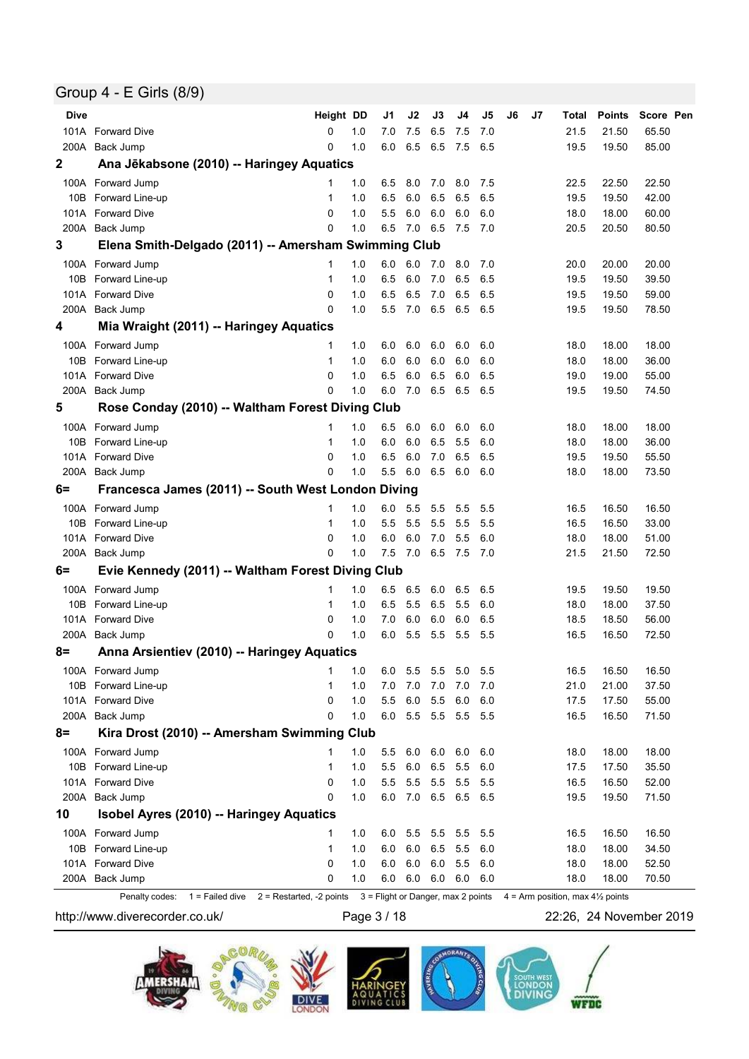## Group 4 - E Girls (8/9)

| Dive | | Height | DD | J1 | J2 | J3 | J4 | J5 | J6 | J7 | Total | Points | Score | Pen |
|---|---|---|---|---|---|---|---|---|---|---|---|---|---|---|
| 101A | Forward Dive | 0 | 1.0 | 7.0 | 7.5 | 6.5 | 7.5 | 7.0 | | | 21.5 | 21.50 | 65.50 | |
| 200A | Back Jump | 0 | 1.0 | 6.0 | 6.5 | 6.5 | 7.5 | 6.5 | | | 19.5 | 19.50 | 85.00 | |
| **2** | **Ana Jēkabsone (2010) -- Haringey Aquatics** | | | | | | | | | | | | | |
| 100A | Forward Jump | 1 | 1.0 | 6.5 | 8.0 | 7.0 | 8.0 | 7.5 | | | 22.5 | 22.50 | 22.50 | |
| 10B | Forward Line-up | 1 | 1.0 | 6.5 | 6.0 | 6.5 | 6.5 | 6.5 | | | 19.5 | 19.50 | 42.00 | |
| 101A | Forward Dive | 0 | 1.0 | 5.5 | 6.0 | 6.0 | 6.0 | 6.0 | | | 18.0 | 18.00 | 60.00 | |
| 200A | Back Jump | 0 | 1.0 | 6.5 | 7.0 | 6.5 | 7.5 | 7.0 | | | 20.5 | 20.50 | 80.50 | |
| **3** | **Elena Smith-Delgado (2011) -- Amersham Swimming Club** | | | | | | | | | | | | | |
| 100A | Forward Jump | 1 | 1.0 | 6.0 | 6.0 | 7.0 | 8.0 | 7.0 | | | 20.0 | 20.00 | 20.00 | |
| 10B | Forward Line-up | 1 | 1.0 | 6.5 | 6.0 | 7.0 | 6.5 | 6.5 | | | 19.5 | 19.50 | 39.50 | |
| 101A | Forward Dive | 0 | 1.0 | 6.5 | 6.5 | 7.0 | 6.5 | 6.5 | | | 19.5 | 19.50 | 59.00 | |
| 200A | Back Jump | 0 | 1.0 | 5.5 | 7.0 | 6.5 | 6.5 | 6.5 | | | 19.5 | 19.50 | 78.50 | |
| **4** | **Mia Wraight (2011) -- Haringey Aquatics** | | | | | | | | | | | | | |
| 100A | Forward Jump | 1 | 1.0 | 6.0 | 6.0 | 6.0 | 6.0 | 6.0 | | | 18.0 | 18.00 | 18.00 | |
| 10B | Forward Line-up | 1 | 1.0 | 6.0 | 6.0 | 6.0 | 6.0 | 6.0 | | | 18.0 | 18.00 | 36.00 | |
| 101A | Forward Dive | 0 | 1.0 | 6.5 | 6.0 | 6.5 | 6.0 | 6.5 | | | 19.0 | 19.00 | 55.00 | |
| 200A | Back Jump | 0 | 1.0 | 6.0 | 7.0 | 6.5 | 6.5 | 6.5 | | | 19.5 | 19.50 | 74.50 | |
| **5** | **Rose Conday (2010) -- Waltham Forest Diving Club** | | | | | | | | | | | | | |
| 100A | Forward Jump | 1 | 1.0 | 6.5 | 6.0 | 6.0 | 6.0 | 6.0 | | | 18.0 | 18.00 | 18.00 | |
| 10B | Forward Line-up | 1 | 1.0 | 6.0 | 6.0 | 6.5 | 5.5 | 6.0 | | | 18.0 | 18.00 | 36.00 | |
| 101A | Forward Dive | 0 | 1.0 | 6.5 | 6.0 | 7.0 | 6.5 | 6.5 | | | 19.5 | 19.50 | 55.50 | |
| 200A | Back Jump | 0 | 1.0 | 5.5 | 6.0 | 6.5 | 6.0 | 6.0 | | | 18.0 | 18.00 | 73.50 | |
| **6=** | **Francesca James (2011) -- South West London Diving** | | | | | | | | | | | | | |
| 100A | Forward Jump | 1 | 1.0 | 6.0 | 5.5 | 5.5 | 5.5 | 5.5 | | | 16.5 | 16.50 | 16.50 | |
| 10B | Forward Line-up | 1 | 1.0 | 5.5 | 5.5 | 5.5 | 5.5 | 5.5 | | | 16.5 | 16.50 | 33.00 | |
| 101A | Forward Dive | 0 | 1.0 | 6.0 | 6.0 | 7.0 | 5.5 | 6.0 | | | 18.0 | 18.00 | 51.00 | |
| 200A | Back Jump | 0 | 1.0 | 7.5 | 7.0 | 6.5 | 7.5 | 7.0 | | | 21.5 | 21.50 | 72.50 | |
| **6=** | **Evie Kennedy (2011) -- Waltham Forest Diving Club** | | | | | | | | | | | | | |
| 100A | Forward Jump | 1 | 1.0 | 6.5 | 6.5 | 6.0 | 6.5 | 6.5 | | | 19.5 | 19.50 | 19.50 | |
| 10B | Forward Line-up | 1 | 1.0 | 6.5 | 5.5 | 6.5 | 5.5 | 6.0 | | | 18.0 | 18.00 | 37.50 | |
| 101A | Forward Dive | 0 | 1.0 | 7.0 | 6.0 | 6.0 | 6.0 | 6.5 | | | 18.5 | 18.50 | 56.00 | |
| 200A | Back Jump | 0 | 1.0 | 6.0 | 5.5 | 5.5 | 5.5 | 5.5 | | | 16.5 | 16.50 | 72.50 | |
| **8=** | **Anna Arsientiev (2010) -- Haringey Aquatics** | | | | | | | | | | | | | |
| 100A | Forward Jump | 1 | 1.0 | 6.0 | 5.5 | 5.5 | 5.0 | 5.5 | | | 16.5 | 16.50 | 16.50 | |
| 10B | Forward Line-up | 1 | 1.0 | 7.0 | 7.0 | 7.0 | 7.0 | 7.0 | | | 21.0 | 21.00 | 37.50 | |
| 101A | Forward Dive | 0 | 1.0 | 5.5 | 6.0 | 5.5 | 6.0 | 6.0 | | | 17.5 | 17.50 | 55.00 | |
| 200A | Back Jump | 0 | 1.0 | 6.0 | 5.5 | 5.5 | 5.5 | 5.5 | | | 16.5 | 16.50 | 71.50 | |
| **8=** | **Kira Drost (2010) -- Amersham Swimming Club** | | | | | | | | | | | | | |
| 100A | Forward Jump | 1 | 1.0 | 5.5 | 6.0 | 6.0 | 6.0 | 6.0 | | | 18.0 | 18.00 | 18.00 | |
| 10B | Forward Line-up | 1 | 1.0 | 5.5 | 6.0 | 6.5 | 5.5 | 6.0 | | | 17.5 | 17.50 | 35.50 | |
| 101A | Forward Dive | 0 | 1.0 | 5.5 | 5.5 | 5.5 | 5.5 | 5.5 | | | 16.5 | 16.50 | 52.00 | |
| 200A | Back Jump | 0 | 1.0 | 6.0 | 7.0 | 6.5 | 6.5 | 6.5 | | | 19.5 | 19.50 | 71.50 | |
| **10** | **Isobel Ayres (2010) -- Haringey Aquatics** | | | | | | | | | | | | | |
| 100A | Forward Jump | 1 | 1.0 | 6.0 | 5.5 | 5.5 | 5.5 | 5.5 | | | 16.5 | 16.50 | 16.50 | |
| 10B | Forward Line-up | 1 | 1.0 | 6.0 | 6.0 | 6.5 | 5.5 | 6.0 | | | 18.0 | 18.00 | 34.50 | |
| 101A | Forward Dive | 0 | 1.0 | 6.0 | 6.0 | 6.0 | 5.5 | 6.0 | | | 18.0 | 18.00 | 52.50 | |
| 200A | Back Jump | 0 | 1.0 | 6.0 | 6.0 | 6.0 | 6.0 | 6.0 | | | 18.0 | 18.00 | 70.50 | |

Penalty codes: 1 = Failed dive 2 = Restarted, -2 points 3 = Flight or Danger, max 2 points 4 = Arm position, max 4½ points

http://www.diverecorder.co.uk/ 22:26, 24 November 2019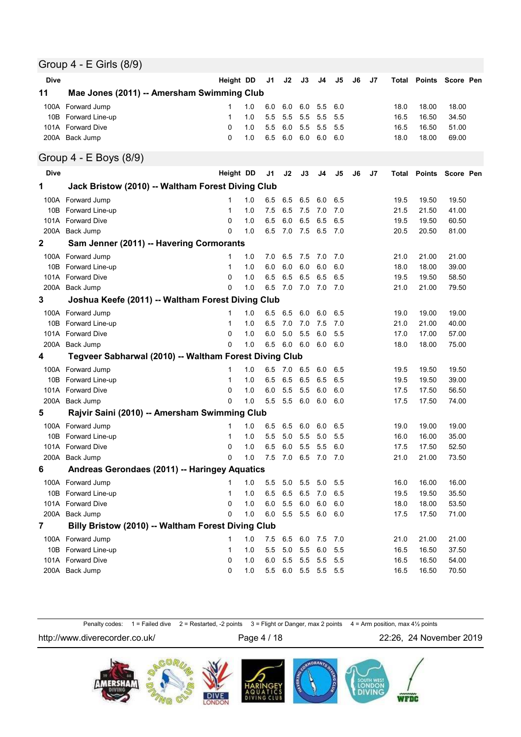## Group 4 - E Girls (8/9)

| Dive | | Height | DD | J1 | J2 | J3 | J4 | J5 | J6 | J7 | Total | Points | Score | Pen |
|---|---|---|---|---|---|---|---|---|---|---|---|---|---|---|
| **11** | **Mae Jones (2011) -- Amersham Swimming Club** | | | | | | | | | | | | | |
| 100A | Forward Jump | 1 | 1.0 | 6.0 | 6.0 | 6.0 | 5.5 | 6.0 | | | 18.0 | 18.00 | 18.00 | |
| 10B | Forward Line-up | 1 | 1.0 | 5.5 | 5.5 | 5.5 | 5.5 | 5.5 | | | 16.5 | 16.50 | 34.50 | |
| 101A | Forward Dive | 0 | 1.0 | 5.5 | 6.0 | 5.5 | 5.5 | 5.5 | | | 16.5 | 16.50 | 51.00 | |
| 200A | Back Jump | 0 | 1.0 | 6.5 | 6.0 | 6.0 | 6.0 | 6.0 | | | 18.0 | 18.00 | 69.00 | |

## Group 4 - E Boys (8/9)

| Dive | | Height | DD | J1 | J2 | J3 | J4 | J5 | J6 | J7 | Total | Points | Score | Pen |
|---|---|---|---|---|---|---|---|---|---|---|---|---|---|---|
| **1** | **Jack Bristow (2010) -- Waltham Forest Diving Club** | | | | | | | | | | | | | |
| 100A | Forward Jump | 1 | 1.0 | 6.5 | 6.5 | 6.5 | 6.0 | 6.5 | | | 19.5 | 19.50 | 19.50 | |
| 10B | Forward Line-up | 1 | 1.0 | 7.5 | 6.5 | 7.5 | 7.0 | 7.0 | | | 21.5 | 21.50 | 41.00 | |
| 101A | Forward Dive | 0 | 1.0 | 6.5 | 6.0 | 6.5 | 6.5 | 6.5 | | | 19.5 | 19.50 | 60.50 | |
| 200A | Back Jump | 0 | 1.0 | 6.5 | 7.0 | 7.5 | 6.5 | 7.0 | | | 20.5 | 20.50 | 81.00 | |
| **2** | **Sam Jenner (2011) -- Havering Cormorants** | | | | | | | | | | | | | |
| 100A | Forward Jump | 1 | 1.0 | 7.0 | 6.5 | 7.5 | 7.0 | 7.0 | | | 21.0 | 21.00 | 21.00 | |
| 10B | Forward Line-up | 1 | 1.0 | 6.0 | 6.0 | 6.0 | 6.0 | 6.0 | | | 18.0 | 18.00 | 39.00 | |
| 101A | Forward Dive | 0 | 1.0 | 6.5 | 6.5 | 6.5 | 6.5 | 6.5 | | | 19.5 | 19.50 | 58.50 | |
| 200A | Back Jump | 0 | 1.0 | 6.5 | 7.0 | 7.0 | 7.0 | 7.0 | | | 21.0 | 21.00 | 79.50 | |
| **3** | **Joshua Keefe (2011) -- Waltham Forest Diving Club** | | | | | | | | | | | | | |
| 100A | Forward Jump | 1 | 1.0 | 6.5 | 6.5 | 6.0 | 6.0 | 6.5 | | | 19.0 | 19.00 | 19.00 | |
| 10B | Forward Line-up | 1 | 1.0 | 6.5 | 7.0 | 7.0 | 7.5 | 7.0 | | | 21.0 | 21.00 | 40.00 | |
| 101A | Forward Dive | 0 | 1.0 | 6.0 | 5.0 | 5.5 | 6.0 | 5.5 | | | 17.0 | 17.00 | 57.00 | |
| 200A | Back Jump | 0 | 1.0 | 6.5 | 6.0 | 6.0 | 6.0 | 6.0 | | | 18.0 | 18.00 | 75.00 | |
| **4** | **Tegveer Sabharwal (2010) -- Waltham Forest Diving Club** | | | | | | | | | | | | | |
| 100A | Forward Jump | 1 | 1.0 | 6.5 | 7.0 | 6.5 | 6.0 | 6.5 | | | 19.5 | 19.50 | 19.50 | |
| 10B | Forward Line-up | 1 | 1.0 | 6.5 | 6.5 | 6.5 | 6.5 | 6.5 | | | 19.5 | 19.50 | 39.00 | |
| 101A | Forward Dive | 0 | 1.0 | 6.0 | 5.5 | 5.5 | 6.0 | 6.0 | | | 17.5 | 17.50 | 56.50 | |
| 200A | Back Jump | 0 | 1.0 | 5.5 | 5.5 | 6.0 | 6.0 | 6.0 | | | 17.5 | 17.50 | 74.00 | |
| **5** | **Rajvir Saini (2010) -- Amersham Swimming Club** | | | | | | | | | | | | | |
| 100A | Forward Jump | 1 | 1.0 | 6.5 | 6.5 | 6.0 | 6.0 | 6.5 | | | 19.0 | 19.00 | 19.00 | |
| 10B | Forward Line-up | 1 | 1.0 | 5.5 | 5.0 | 5.5 | 5.0 | 5.5 | | | 16.0 | 16.00 | 35.00 | |
| 101A | Forward Dive | 0 | 1.0 | 6.5 | 6.0 | 5.5 | 5.5 | 6.0 | | | 17.5 | 17.50 | 52.50 | |
| 200A | Back Jump | 0 | 1.0 | 7.5 | 7.0 | 6.5 | 7.0 | 7.0 | | | 21.0 | 21.00 | 73.50 | |
| **6** | **Andreas Gerondaes (2011) -- Haringey Aquatics** | | | | | | | | | | | | | |
| 100A | Forward Jump | 1 | 1.0 | 5.5 | 5.0 | 5.5 | 5.0 | 5.5 | | | 16.0 | 16.00 | 16.00 | |
| 10B | Forward Line-up | 1 | 1.0 | 6.5 | 6.5 | 6.5 | 7.0 | 6.5 | | | 19.5 | 19.50 | 35.50 | |
| 101A | Forward Dive | 0 | 1.0 | 6.0 | 5.5 | 6.0 | 6.0 | 6.0 | | | 18.0 | 18.00 | 53.50 | |
| 200A | Back Jump | 0 | 1.0 | 6.0 | 5.5 | 5.5 | 6.0 | 6.0 | | | 17.5 | 17.50 | 71.00 | |
| **7** | **Billy Bristow (2010) -- Waltham Forest Diving Club** | | | | | | | | | | | | | |
| 100A | Forward Jump | 1 | 1.0 | 7.5 | 6.5 | 6.0 | 7.5 | 7.0 | | | 21.0 | 21.00 | 21.00 | |
| 10B | Forward Line-up | 1 | 1.0 | 5.5 | 5.0 | 5.5 | 6.0 | 5.5 | | | 16.5 | 16.50 | 37.50 | |
| 101A | Forward Dive | 0 | 1.0 | 6.0 | 5.5 | 5.5 | 5.5 | 5.5 | | | 16.5 | 16.50 | 54.00 | |
| 200A | Back Jump | 0 | 1.0 | 5.5 | 6.0 | 5.5 | 5.5 | 5.5 | | | 16.5 | 16.50 | 70.50 | |

Penalty codes: 1 = Failed dive 2 = Restarted, -2 points 3 = Flight or Danger, max 2 points 4 = Arm position, max 4½ points

http://www.diverecorder.co.uk/ 22:26, 24 November 2019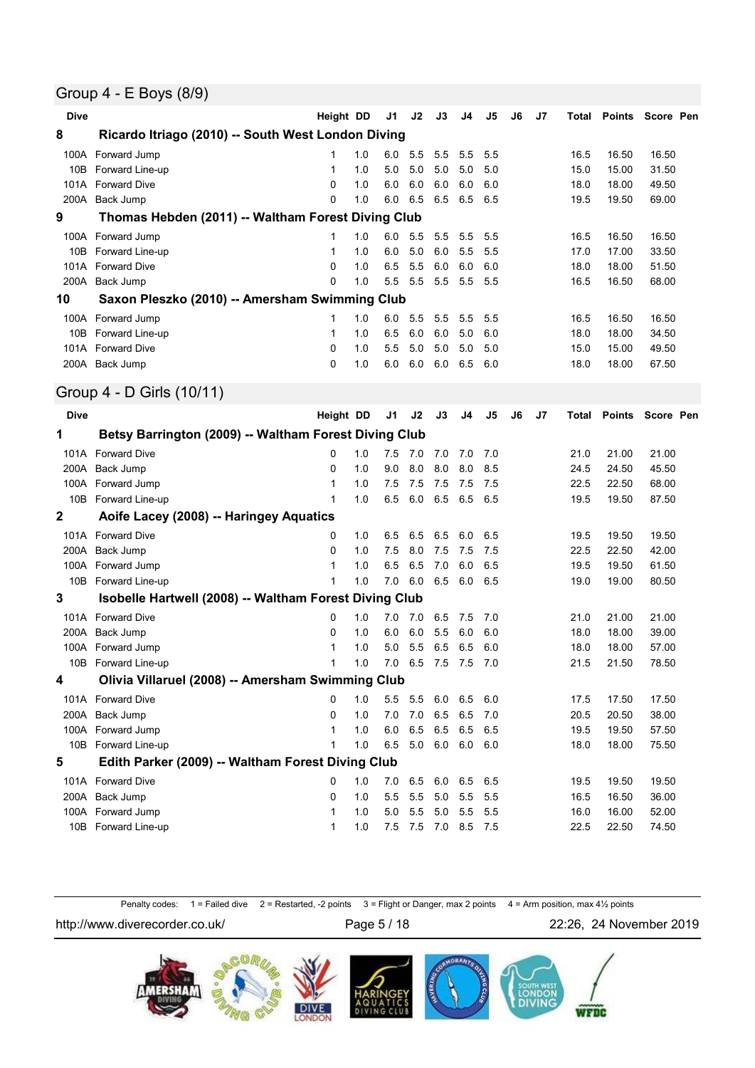## Group 4 - E Boys (8/9)

| Dive | | Height | DD | J1 | J2 | J3 | J4 | J5 | J6 | J7 | Total | Points | Score | Pen |
|---|---|---|---|---|---|---|---|---|---|---|---|---|---|---|
| **8** | **Ricardo Itriago (2010) -- South West London Diving** | | | | | | | | | | | | | |
| 100A | Forward Jump | 1 | 1.0 | 6.0 | 5.5 | 5.5 | 5.5 | 5.5 | | | 16.5 | 16.50 | 16.50 | |
| 10B | Forward Line-up | 1 | 1.0 | 5.0 | 5.0 | 5.0 | 5.0 | 5.0 | | | 15.0 | 15.00 | 31.50 | |
| 101A | Forward Dive | 0 | 1.0 | 6.0 | 6.0 | 6.0 | 6.0 | 6.0 | | | 18.0 | 18.00 | 49.50 | |
| 200A | Back Jump | 0 | 1.0 | 6.0 | 6.5 | 6.5 | 6.5 | 6.5 | | | 19.5 | 19.50 | 69.00 | |
| **9** | **Thomas Hebden (2011) -- Waltham Forest Diving Club** | | | | | | | | | | | | | |
| 100A | Forward Jump | 1 | 1.0 | 6.0 | 5.5 | 5.5 | 5.5 | 5.5 | | | 16.5 | 16.50 | 16.50 | |
| 10B | Forward Line-up | 1 | 1.0 | 6.0 | 5.0 | 6.0 | 5.5 | 5.5 | | | 17.0 | 17.00 | 33.50 | |
| 101A | Forward Dive | 0 | 1.0 | 6.5 | 5.5 | 6.0 | 6.0 | 6.0 | | | 18.0 | 18.00 | 51.50 | |
| 200A | Back Jump | 0 | 1.0 | 5.5 | 5.5 | 5.5 | 5.5 | 5.5 | | | 16.5 | 16.50 | 68.00 | |
| **10** | **Saxon Pleszko (2010) -- Amersham Swimming Club** | | | | | | | | | | | | | |
| 100A | Forward Jump | 1 | 1.0 | 6.0 | 5.5 | 5.5 | 5.5 | 5.5 | | | 16.5 | 16.50 | 16.50 | |
| 10B | Forward Line-up | 1 | 1.0 | 6.5 | 6.0 | 6.0 | 5.0 | 6.0 | | | 18.0 | 18.00 | 34.50 | |
| 101A | Forward Dive | 0 | 1.0 | 5.5 | 5.0 | 5.0 | 5.0 | 5.0 | | | 15.0 | 15.00 | 49.50 | |
| 200A | Back Jump | 0 | 1.0 | 6.0 | 6.0 | 6.0 | 6.5 | 6.0 | | | 18.0 | 18.00 | 67.50 | |

## Group 4 - D Girls (10/11)

| Dive | | Height | DD | J1 | J2 | J3 | J4 | J5 | J6 | J7 | Total | Points | Score | Pen |
|---|---|---|---|---|---|---|---|---|---|---|---|---|---|---|
| **1** | **Betsy Barrington (2009) -- Waltham Forest Diving Club** | | | | | | | | | | | | | |
| 101A | Forward Dive | 0 | 1.0 | 7.5 | 7.0 | 7.0 | 7.0 | 7.0 | | | 21.0 | 21.00 | 21.00 | |
| 200A | Back Jump | 0 | 1.0 | 9.0 | 8.0 | 8.0 | 8.0 | 8.5 | | | 24.5 | 24.50 | 45.50 | |
| 100A | Forward Jump | 1 | 1.0 | 7.5 | 7.5 | 7.5 | 7.5 | 7.5 | | | 22.5 | 22.50 | 68.00 | |
| 10B | Forward Line-up | 1 | 1.0 | 6.5 | 6.0 | 6.5 | 6.5 | 6.5 | | | 19.5 | 19.50 | 87.50 | |
| **2** | **Aoife Lacey (2008) -- Haringey Aquatics** | | | | | | | | | | | | | |
| 101A | Forward Dive | 0 | 1.0 | 6.5 | 6.5 | 6.5 | 6.0 | 6.5 | | | 19.5 | 19.50 | 19.50 | |
| 200A | Back Jump | 0 | 1.0 | 7.5 | 8.0 | 7.5 | 7.5 | 7.5 | | | 22.5 | 22.50 | 42.00 | |
| 100A | Forward Jump | 1 | 1.0 | 6.5 | 6.5 | 7.0 | 6.0 | 6.5 | | | 19.5 | 19.50 | 61.50 | |
| 10B | Forward Line-up | 1 | 1.0 | 7.0 | 6.0 | 6.5 | 6.0 | 6.5 | | | 19.0 | 19.00 | 80.50 | |
| **3** | **Isobelle Hartwell (2008) -- Waltham Forest Diving Club** | | | | | | | | | | | | | |
| 101A | Forward Dive | 0 | 1.0 | 7.0 | 7.0 | 6.5 | 7.5 | 7.0 | | | 21.0 | 21.00 | 21.00 | |
| 200A | Back Jump | 0 | 1.0 | 6.0 | 6.0 | 5.5 | 6.0 | 6.0 | | | 18.0 | 18.00 | 39.00 | |
| 100A | Forward Jump | 1 | 1.0 | 5.0 | 5.5 | 6.5 | 6.5 | 6.0 | | | 18.0 | 18.00 | 57.00 | |
| 10B | Forward Line-up | 1 | 1.0 | 7.0 | 6.5 | 7.5 | 7.5 | 7.0 | | | 21.5 | 21.50 | 78.50 | |
| **4** | **Olivia Villaruel (2008) -- Amersham Swimming Club** | | | | | | | | | | | | | |
| 101A | Forward Dive | 0 | 1.0 | 5.5 | 5.5 | 6.0 | 6.5 | 6.0 | | | 17.5 | 17.50 | 17.50 | |
| 200A | Back Jump | 0 | 1.0 | 7.0 | 7.0 | 6.5 | 6.5 | 7.0 | | | 20.5 | 20.50 | 38.00 | |
| 100A | Forward Jump | 1 | 1.0 | 6.0 | 6.5 | 6.5 | 6.5 | 6.5 | | | 19.5 | 19.50 | 57.50 | |
| 10B | Forward Line-up | 1 | 1.0 | 6.5 | 5.0 | 6.0 | 6.0 | 6.0 | | | 18.0 | 18.00 | 75.50 | |
| **5** | **Edith Parker (2009) -- Waltham Forest Diving Club** | | | | | | | | | | | | | |
| 101A | Forward Dive | 0 | 1.0 | 7.0 | 6.5 | 6.0 | 6.5 | 6.5 | | | 19.5 | 19.50 | 19.50 | |
| 200A | Back Jump | 0 | 1.0 | 5.5 | 5.5 | 5.0 | 5.5 | 5.5 | | | 16.5 | 16.50 | 36.00 | |
| 100A | Forward Jump | 1 | 1.0 | 5.0 | 5.5 | 5.0 | 5.5 | 5.5 | | | 16.0 | 16.00 | 52.00 | |
| 10B | Forward Line-up | 1 | 1.0 | 7.5 | 7.5 | 7.0 | 8.5 | 7.5 | | | 22.5 | 22.50 | 74.50 | |

Penalty codes: 1 = Failed dive 2 = Restarted, -2 points 3 = Flight or Danger, max 2 points 4 = Arm position, max 4½ points

http://www.diverecorder.co.uk/ 22:26, 24 November 2019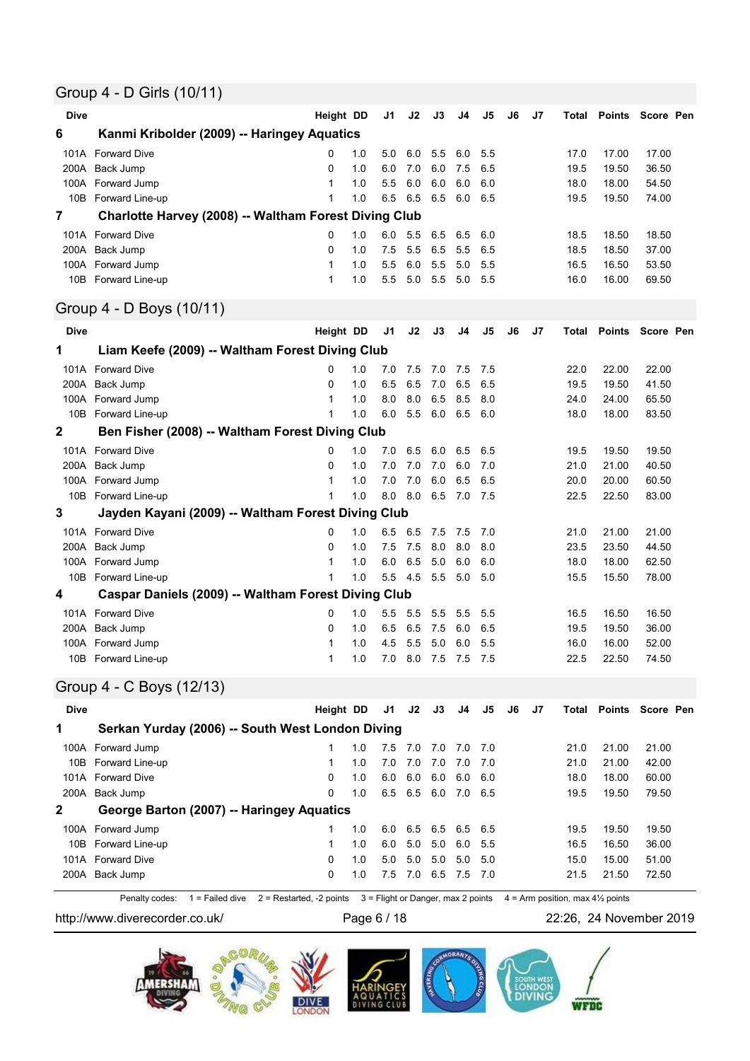## Group 4 - D Girls (10/11)

| Dive | | Height | DD | J1 | J2 | J3 | J4 | J5 | J6 | J7 | Total | Points | Score | Pen |
|---|---|---|---|---|---|---|---|---|---|---|---|---|---|---|
| **6** | **Kanmi Kribolder (2009) -- Haringey Aquatics** | | | | | | | | | | | | | |
| 101A | Forward Dive | 0 | 1.0 | 5.0 | 6.0 | 5.5 | 6.0 | 5.5 | | | 17.0 | 17.00 | 17.00 | |
| 200A | Back Jump | 0 | 1.0 | 6.0 | 7.0 | 6.0 | 7.5 | 6.5 | | | 19.5 | 19.50 | 36.50 | |
| 100A | Forward Jump | 1 | 1.0 | 5.5 | 6.0 | 6.0 | 6.0 | 6.0 | | | 18.0 | 18.00 | 54.50 | |
| 10B | Forward Line-up | 1 | 1.0 | 6.5 | 6.5 | 6.5 | 6.0 | 6.5 | | | 19.5 | 19.50 | 74.00 | |
| **7** | **Charlotte Harvey (2008) -- Waltham Forest Diving Club** | | | | | | | | | | | | | |
| 101A | Forward Dive | 0 | 1.0 | 6.0 | 5.5 | 6.5 | 6.5 | 6.0 | | | 18.5 | 18.50 | 18.50 | |
| 200A | Back Jump | 0 | 1.0 | 7.5 | 5.5 | 6.5 | 5.5 | 6.5 | | | 18.5 | 18.50 | 37.00 | |
| 100A | Forward Jump | 1 | 1.0 | 5.5 | 6.0 | 5.5 | 5.0 | 5.5 | | | 16.5 | 16.50 | 53.50 | |
| 10B | Forward Line-up | 1 | 1.0 | 5.5 | 5.0 | 5.5 | 5.0 | 5.5 | | | 16.0 | 16.00 | 69.50 | |

## Group 4 - D Boys (10/11)

| Dive | | Height | DD | J1 | J2 | J3 | J4 | J5 | J6 | J7 | Total | Points | Score | Pen |
|---|---|---|---|---|---|---|---|---|---|---|---|---|---|---|
| **1** | **Liam Keefe (2009) -- Waltham Forest Diving Club** | | | | | | | | | | | | | |
| 101A | Forward Dive | 0 | 1.0 | 7.0 | 7.5 | 7.0 | 7.5 | 7.5 | | | 22.0 | 22.00 | 22.00 | |
| 200A | Back Jump | 0 | 1.0 | 6.5 | 6.5 | 7.0 | 6.5 | 6.5 | | | 19.5 | 19.50 | 41.50 | |
| 100A | Forward Jump | 1 | 1.0 | 8.0 | 8.0 | 6.5 | 8.5 | 8.0 | | | 24.0 | 24.00 | 65.50 | |
| 10B | Forward Line-up | 1 | 1.0 | 6.0 | 5.5 | 6.0 | 6.5 | 6.0 | | | 18.0 | 18.00 | 83.50 | |
| **2** | **Ben Fisher (2008) -- Waltham Forest Diving Club** | | | | | | | | | | | | | |
| 101A | Forward Dive | 0 | 1.0 | 7.0 | 6.5 | 6.0 | 6.5 | 6.5 | | | 19.5 | 19.50 | 19.50 | |
| 200A | Back Jump | 0 | 1.0 | 7.0 | 7.0 | 7.0 | 6.0 | 7.0 | | | 21.0 | 21.00 | 40.50 | |
| 100A | Forward Jump | 1 | 1.0 | 7.0 | 7.0 | 6.0 | 6.5 | 6.5 | | | 20.0 | 20.00 | 60.50 | |
| 10B | Forward Line-up | 1 | 1.0 | 8.0 | 8.0 | 6.5 | 7.0 | 7.5 | | | 22.5 | 22.50 | 83.00 | |
| **3** | **Jayden Kayani (2009) -- Waltham Forest Diving Club** | | | | | | | | | | | | | |
| 101A | Forward Dive | 0 | 1.0 | 6.5 | 6.5 | 7.5 | 7.5 | 7.0 | | | 21.0 | 21.00 | 21.00 | |
| 200A | Back Jump | 0 | 1.0 | 7.5 | 7.5 | 8.0 | 8.0 | 8.0 | | | 23.5 | 23.50 | 44.50 | |
| 100A | Forward Jump | 1 | 1.0 | 6.0 | 6.5 | 5.0 | 6.0 | 6.0 | | | 18.0 | 18.00 | 62.50 | |
| 10B | Forward Line-up | 1 | 1.0 | 5.5 | 4.5 | 5.5 | 5.0 | 5.0 | | | 15.5 | 15.50 | 78.00 | |
| **4** | **Caspar Daniels (2009) -- Waltham Forest Diving Club** | | | | | | | | | | | | | |
| 101A | Forward Dive | 0 | 1.0 | 5.5 | 5.5 | 5.5 | 5.5 | 5.5 | | | 16.5 | 16.50 | 16.50 | |
| 200A | Back Jump | 0 | 1.0 | 6.5 | 6.5 | 7.5 | 6.0 | 6.5 | | | 19.5 | 19.50 | 36.00 | |
| 100A | Forward Jump | 1 | 1.0 | 4.5 | 5.5 | 5.0 | 6.0 | 5.5 | | | 16.0 | 16.00 | 52.00 | |
| 10B | Forward Line-up | 1 | 1.0 | 7.0 | 8.0 | 7.5 | 7.5 | 7.5 | | | 22.5 | 22.50 | 74.50 | |

## Group 4 - C Boys (12/13)

| Dive | | Height | DD | J1 | J2 | J3 | J4 | J5 | J6 | J7 | Total | Points | Score | Pen |
|---|---|---|---|---|---|---|---|---|---|---|---|---|---|---|
| **1** | **Serkan Yurday (2006) -- South West London Diving** | | | | | | | | | | | | | |
| 100A | Forward Jump | 1 | 1.0 | 7.5 | 7.0 | 7.0 | 7.0 | 7.0 | | | 21.0 | 21.00 | 21.00 | |
| 10B | Forward Line-up | 1 | 1.0 | 7.0 | 7.0 | 7.0 | 7.0 | 7.0 | | | 21.0 | 21.00 | 42.00 | |
| 101A | Forward Dive | 0 | 1.0 | 6.0 | 6.0 | 6.0 | 6.0 | 6.0 | | | 18.0 | 18.00 | 60.00 | |
| 200A | Back Jump | 0 | 1.0 | 6.5 | 6.5 | 6.0 | 7.0 | 6.5 | | | 19.5 | 19.50 | 79.50 | |
| **2** | **George Barton (2007) -- Haringey Aquatics** | | | | | | | | | | | | | |
| 100A | Forward Jump | 1 | 1.0 | 6.0 | 6.5 | 6.5 | 6.5 | 6.5 | | | 19.5 | 19.50 | 19.50 | |
| 10B | Forward Line-up | 1 | 1.0 | 6.0 | 5.0 | 5.0 | 6.0 | 5.5 | | | 16.5 | 16.50 | 36.00 | |
| 101A | Forward Dive | 0 | 1.0 | 5.0 | 5.0 | 5.0 | 5.0 | 5.0 | | | 15.0 | 15.00 | 51.00 | |
| 200A | Back Jump | 0 | 1.0 | 7.5 | 7.0 | 6.5 | 7.5 | 7.0 | | | 21.5 | 21.50 | 72.50 | |

Penalty codes: 1 = Failed dive 2 = Restarted, -2 points 3 = Flight or Danger, max 2 points 4 = Arm position, max 4½ points

http://www.diverecorder.co.uk/ 22:26, 24 November 2019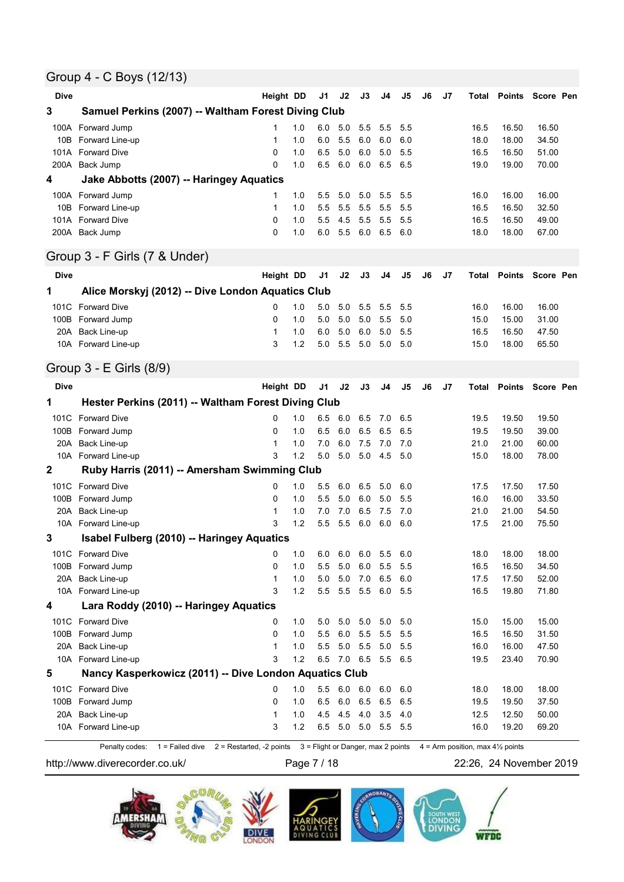## Group 4 - C Boys (12/13)

| Dive | | Height | DD | J1 | J2 | J3 | J4 | J5 | J6 | J7 | Total | Points | Score | Pen |
|---|---|---|---|---|---|---|---|---|---|---|---|---|---|---|
| **3** | **Samuel Perkins (2007) -- Waltham Forest Diving Club** | | | | | | | | | | | | | |
| 100A | Forward Jump | 1 | 1.0 | 6.0 | 5.0 | 5.5 | 5.5 | 5.5 | | | 16.5 | 16.50 | 16.50 | |
| 10B | Forward Line-up | 1 | 1.0 | 6.0 | 5.5 | 6.0 | 6.0 | 6.0 | | | 18.0 | 18.00 | 34.50 | |
| 101A | Forward Dive | 0 | 1.0 | 6.5 | 5.0 | 6.0 | 5.0 | 5.5 | | | 16.5 | 16.50 | 51.00 | |
| 200A | Back Jump | 0 | 1.0 | 6.5 | 6.0 | 6.0 | 6.5 | 6.5 | | | 19.0 | 19.00 | 70.00 | |
| **4** | **Jake Abbotts (2007) -- Haringey Aquatics** | | | | | | | | | | | | | |
| 100A | Forward Jump | 1 | 1.0 | 5.5 | 5.0 | 5.0 | 5.5 | 5.5 | | | 16.0 | 16.00 | 16.00 | |
| 10B | Forward Line-up | 1 | 1.0 | 5.5 | 5.5 | 5.5 | 5.5 | 5.5 | | | 16.5 | 16.50 | 32.50 | |
| 101A | Forward Dive | 0 | 1.0 | 5.5 | 4.5 | 5.5 | 5.5 | 5.5 | | | 16.5 | 16.50 | 49.00 | |
| 200A | Back Jump | 0 | 1.0 | 6.0 | 5.5 | 6.0 | 6.5 | 6.0 | | | 18.0 | 18.00 | 67.00 | |

## Group 3 - F Girls (7 & Under)

| Dive | | Height | DD | J1 | J2 | J3 | J4 | J5 | J6 | J7 | Total | Points | Score | Pen |
|---|---|---|---|---|---|---|---|---|---|---|---|---|---|---|
| **1** | **Alice Morskyj (2012) -- Dive London Aquatics Club** | | | | | | | | | | | | | |
| 101C | Forward Dive | 0 | 1.0 | 5.0 | 5.0 | 5.5 | 5.5 | 5.5 | | | 16.0 | 16.00 | 16.00 | |
| 100B | Forward Jump | 0 | 1.0 | 5.0 | 5.0 | 5.0 | 5.5 | 5.0 | | | 15.0 | 15.00 | 31.00 | |
| 20A | Back Line-up | 1 | 1.0 | 6.0 | 5.0 | 6.0 | 5.0 | 5.5 | | | 16.5 | 16.50 | 47.50 | |
| 10A | Forward Line-up | 3 | 1.2 | 5.0 | 5.5 | 5.0 | 5.0 | 5.0 | | | 15.0 | 18.00 | 65.50 | |

## Group 3 - E Girls (8/9)

| Dive | | Height | DD | J1 | J2 | J3 | J4 | J5 | J6 | J7 | Total | Points | Score | Pen |
|---|---|---|---|---|---|---|---|---|---|---|---|---|---|---|
| **1** | **Hester Perkins (2011) -- Waltham Forest Diving Club** | | | | | | | | | | | | | |
| 101C | Forward Dive | 0 | 1.0 | 6.5 | 6.0 | 6.5 | 7.0 | 6.5 | | | 19.5 | 19.50 | 19.50 | |
| 100B | Forward Jump | 0 | 1.0 | 6.5 | 6.0 | 6.5 | 6.5 | 6.5 | | | 19.5 | 19.50 | 39.00 | |
| 20A | Back Line-up | 1 | 1.0 | 7.0 | 6.0 | 7.5 | 7.0 | 7.0 | | | 21.0 | 21.00 | 60.00 | |
| 10A | Forward Line-up | 3 | 1.2 | 5.0 | 5.0 | 5.0 | 4.5 | 5.0 | | | 15.0 | 18.00 | 78.00 | |
| **2** | **Ruby Harris (2011) -- Amersham Swimming Club** | | | | | | | | | | | | | |
| 101C | Forward Dive | 0 | 1.0 | 5.5 | 6.0 | 6.5 | 5.0 | 6.0 | | | 17.5 | 17.50 | 17.50 | |
| 100B | Forward Jump | 0 | 1.0 | 5.5 | 5.0 | 6.0 | 5.0 | 5.5 | | | 16.0 | 16.00 | 33.50 | |
| 20A | Back Line-up | 1 | 1.0 | 7.0 | 7.0 | 6.5 | 7.5 | 7.0 | | | 21.0 | 21.00 | 54.50 | |
| 10A | Forward Line-up | 3 | 1.2 | 5.5 | 5.5 | 6.0 | 6.0 | 6.0 | | | 17.5 | 21.00 | 75.50 | |
| **3** | **Isabel Fulberg (2010) -- Haringey Aquatics** | | | | | | | | | | | | | |
| 101C | Forward Dive | 0 | 1.0 | 6.0 | 6.0 | 6.0 | 5.5 | 6.0 | | | 18.0 | 18.00 | 18.00 | |
| 100B | Forward Jump | 0 | 1.0 | 5.5 | 5.0 | 6.0 | 5.5 | 5.5 | | | 16.5 | 16.50 | 34.50 | |
| 20A | Back Line-up | 1 | 1.0 | 5.0 | 5.0 | 7.0 | 6.5 | 6.0 | | | 17.5 | 17.50 | 52.00 | |
| 10A | Forward Line-up | 3 | 1.2 | 5.5 | 5.5 | 5.5 | 6.0 | 5.5 | | | 16.5 | 19.80 | 71.80 | |
| **4** | **Lara Roddy (2010) -- Haringey Aquatics** | | | | | | | | | | | | | |
| 101C | Forward Dive | 0 | 1.0 | 5.0 | 5.0 | 5.0 | 5.0 | 5.0 | | | 15.0 | 15.00 | 15.00 | |
| 100B | Forward Jump | 0 | 1.0 | 5.5 | 6.0 | 5.5 | 5.5 | 5.5 | | | 16.5 | 16.50 | 31.50 | |
| 20A | Back Line-up | 1 | 1.0 | 5.5 | 5.0 | 5.5 | 5.0 | 5.5 | | | 16.0 | 16.00 | 47.50 | |
| 10A | Forward Line-up | 3 | 1.2 | 6.5 | 7.0 | 6.5 | 5.5 | 6.5 | | | 19.5 | 23.40 | 70.90 | |
| **5** | **Nancy Kasperkowicz (2011) -- Dive London Aquatics Club** | | | | | | | | | | | | | |
| 101C | Forward Dive | 0 | 1.0 | 5.5 | 6.0 | 6.0 | 6.0 | 6.0 | | | 18.0 | 18.00 | 18.00 | |
| 100B | Forward Jump | 0 | 1.0 | 6.5 | 6.0 | 6.5 | 6.5 | 6.5 | | | 19.5 | 19.50 | 37.50 | |
| 20A | Back Line-up | 1 | 1.0 | 4.5 | 4.5 | 4.0 | 3.5 | 4.0 | | | 12.5 | 12.50 | 50.00 | |
| 10A | Forward Line-up | 3 | 1.2 | 6.5 | 5.0 | 5.0 | 5.5 | 5.5 | | | 16.0 | 19.20 | 69.20 | |

Penalty codes: 1 = Failed dive 2 = Restarted, -2 points 3 = Flight or Danger, max 2 points 4 = Arm position, max 4½ points

http://www.diverecorder.co.uk/ 22:26, 24 November 2019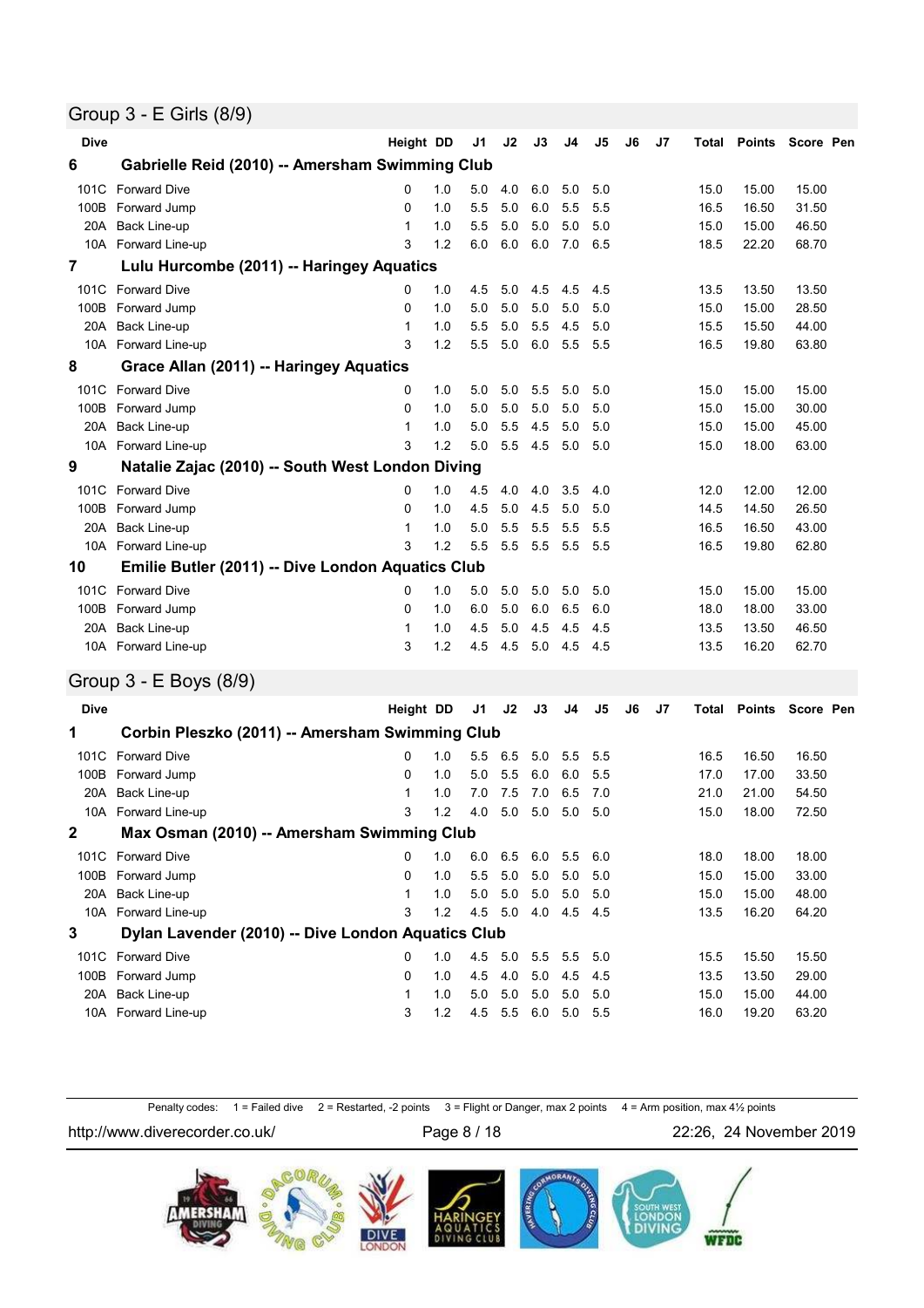## Group 3 - E Girls (8/9)

| Dive | | Height | DD | J1 | J2 | J3 | J4 | J5 | J6 | J7 | Total | Points | Score | Pen |
|---|---|---|---|---|---|---|---|---|---|---|---|---|---|---|
| **6** | **Gabrielle Reid (2010) -- Amersham Swimming Club** | | | | | | | | | | | | | |
| 101C | Forward Dive | 0 | 1.0 | 5.0 | 4.0 | 6.0 | 5.0 | 5.0 | | | 15.0 | 15.00 | 15.00 | |
| 100B | Forward Jump | 0 | 1.0 | 5.5 | 5.0 | 6.0 | 5.5 | 5.5 | | | 16.5 | 16.50 | 31.50 | |
| 20A | Back Line-up | 1 | 1.0 | 5.5 | 5.0 | 5.0 | 5.0 | 5.0 | | | 15.0 | 15.00 | 46.50 | |
| 10A | Forward Line-up | 3 | 1.2 | 6.0 | 6.0 | 6.0 | 7.0 | 6.5 | | | 18.5 | 22.20 | 68.70 | |
| **7** | **Lulu Hurcombe (2011) -- Haringey Aquatics** | | | | | | | | | | | | | |
| 101C | Forward Dive | 0 | 1.0 | 4.5 | 5.0 | 4.5 | 4.5 | 4.5 | | | 13.5 | 13.50 | 13.50 | |
| 100B | Forward Jump | 0 | 1.0 | 5.0 | 5.0 | 5.0 | 5.0 | 5.0 | | | 15.0 | 15.00 | 28.50 | |
| 20A | Back Line-up | 1 | 1.0 | 5.5 | 5.0 | 5.5 | 4.5 | 5.0 | | | 15.5 | 15.50 | 44.00 | |
| 10A | Forward Line-up | 3 | 1.2 | 5.5 | 5.0 | 6.0 | 5.5 | 5.5 | | | 16.5 | 19.80 | 63.80 | |
| **8** | **Grace Allan (2011) -- Haringey Aquatics** | | | | | | | | | | | | | |
| 101C | Forward Dive | 0 | 1.0 | 5.0 | 5.0 | 5.5 | 5.0 | 5.0 | | | 15.0 | 15.00 | 15.00 | |
| 100B | Forward Jump | 0 | 1.0 | 5.0 | 5.0 | 5.0 | 5.0 | 5.0 | | | 15.0 | 15.00 | 30.00 | |
| 20A | Back Line-up | 1 | 1.0 | 5.0 | 5.5 | 4.5 | 5.0 | 5.0 | | | 15.0 | 15.00 | 45.00 | |
| 10A | Forward Line-up | 3 | 1.2 | 5.0 | 5.5 | 4.5 | 5.0 | 5.0 | | | 15.0 | 18.00 | 63.00 | |
| **9** | **Natalie Zajac (2010) -- South West London Diving** | | | | | | | | | | | | | |
| 101C | Forward Dive | 0 | 1.0 | 4.5 | 4.0 | 4.0 | 3.5 | 4.0 | | | 12.0 | 12.00 | 12.00 | |
| 100B | Forward Jump | 0 | 1.0 | 4.5 | 5.0 | 4.5 | 5.0 | 5.0 | | | 14.5 | 14.50 | 26.50 | |
| 20A | Back Line-up | 1 | 1.0 | 5.0 | 5.5 | 5.5 | 5.5 | 5.5 | | | 16.5 | 16.50 | 43.00 | |
| 10A | Forward Line-up | 3 | 1.2 | 5.5 | 5.5 | 5.5 | 5.5 | 5.5 | | | 16.5 | 19.80 | 62.80 | |
| **10** | **Emilie Butler (2011) -- Dive London Aquatics Club** | | | | | | | | | | | | | |
| 101C | Forward Dive | 0 | 1.0 | 5.0 | 5.0 | 5.0 | 5.0 | 5.0 | | | 15.0 | 15.00 | 15.00 | |
| 100B | Forward Jump | 0 | 1.0 | 6.0 | 5.0 | 6.0 | 6.5 | 6.0 | | | 18.0 | 18.00 | 33.00 | |
| 20A | Back Line-up | 1 | 1.0 | 4.5 | 5.0 | 4.5 | 4.5 | 4.5 | | | 13.5 | 13.50 | 46.50 | |
| 10A | Forward Line-up | 3 | 1.2 | 4.5 | 4.5 | 5.0 | 4.5 | 4.5 | | | 13.5 | 16.20 | 62.70 | |

## Group 3 - E Boys (8/9)

| Dive | | Height | DD | J1 | J2 | J3 | J4 | J5 | J6 | J7 | Total | Points | Score | Pen |
|---|---|---|---|---|---|---|---|---|---|---|---|---|---|---|
| **1** | **Corbin Pleszko (2011) -- Amersham Swimming Club** | | | | | | | | | | | | | |
| 101C | Forward Dive | 0 | 1.0 | 5.5 | 6.5 | 5.0 | 5.5 | 5.5 | | | 16.5 | 16.50 | 16.50 | |
| 100B | Forward Jump | 0 | 1.0 | 5.0 | 5.5 | 6.0 | 6.0 | 5.5 | | | 17.0 | 17.00 | 33.50 | |
| 20A | Back Line-up | 1 | 1.0 | 7.0 | 7.5 | 7.0 | 6.5 | 7.0 | | | 21.0 | 21.00 | 54.50 | |
| 10A | Forward Line-up | 3 | 1.2 | 4.0 | 5.0 | 5.0 | 5.0 | 5.0 | | | 15.0 | 18.00 | 72.50 | |
| **2** | **Max Osman (2010) -- Amersham Swimming Club** | | | | | | | | | | | | | |
| 101C | Forward Dive | 0 | 1.0 | 6.0 | 6.5 | 6.0 | 5.5 | 6.0 | | | 18.0 | 18.00 | 18.00 | |
| 100B | Forward Jump | 0 | 1.0 | 5.5 | 5.0 | 5.0 | 5.0 | 5.0 | | | 15.0 | 15.00 | 33.00 | |
| 20A | Back Line-up | 1 | 1.0 | 5.0 | 5.0 | 5.0 | 5.0 | 5.0 | | | 15.0 | 15.00 | 48.00 | |
| 10A | Forward Line-up | 3 | 1.2 | 4.5 | 5.0 | 4.0 | 4.5 | 4.5 | | | 13.5 | 16.20 | 64.20 | |
| **3** | **Dylan Lavender (2010) -- Dive London Aquatics Club** | | | | | | | | | | | | | |
| 101C | Forward Dive | 0 | 1.0 | 4.5 | 5.0 | 5.5 | 5.5 | 5.0 | | | 15.5 | 15.50 | 15.50 | |
| 100B | Forward Jump | 0 | 1.0 | 4.5 | 4.0 | 5.0 | 4.5 | 4.5 | | | 13.5 | 13.50 | 29.00 | |
| 20A | Back Line-up | 1 | 1.0 | 5.0 | 5.0 | 5.0 | 5.0 | 5.0 | | | 15.0 | 15.00 | 44.00 | |
| 10A | Forward Line-up | 3 | 1.2 | 4.5 | 5.5 | 6.0 | 5.0 | 5.5 | | | 16.0 | 19.20 | 63.20 | |

Penalty codes: 1 = Failed dive 2 = Restarted, -2 points 3 = Flight or Danger, max 2 points 4 = Arm position, max 4½ points

http://www.diverecorder.co.uk/ 22:26, 24 November 2019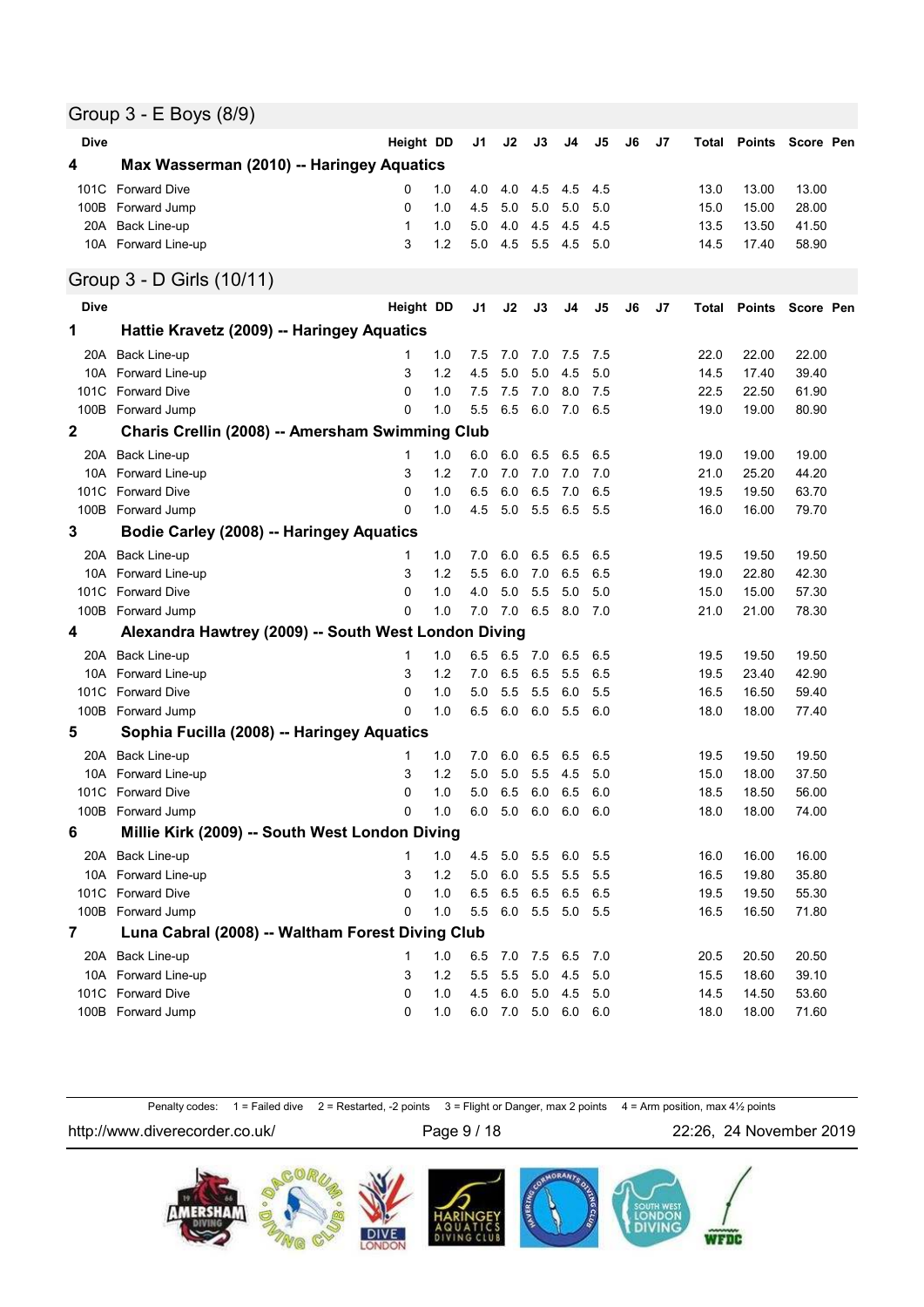## Group 3 - E Boys (8/9)

| Dive | | Height | DD | J1 | J2 | J3 | J4 | J5 | J6 | J7 | Total | Points | Score | Pen |
|---|---|---|---|---|---|---|---|---|---|---|---|---|---|---|
| **4** | **Max Wasserman (2010) -- Haringey Aquatics** | | | | | | | | | | | | | |
| 101C | Forward Dive | 0 | 1.0 | 4.0 | 4.0 | 4.5 | 4.5 | 4.5 | | | 13.0 | 13.00 | 13.00 | |
| 100B | Forward Jump | 0 | 1.0 | 4.5 | 5.0 | 5.0 | 5.0 | 5.0 | | | 15.0 | 15.00 | 28.00 | |
| 20A | Back Line-up | 1 | 1.0 | 5.0 | 4.0 | 4.5 | 4.5 | 4.5 | | | 13.5 | 13.50 | 41.50 | |
| 10A | Forward Line-up | 3 | 1.2 | 5.0 | 4.5 | 5.5 | 4.5 | 5.0 | | | 14.5 | 17.40 | 58.90 | |

## Group 3 - D Girls (10/11)

| Dive | | Height | DD | J1 | J2 | J3 | J4 | J5 | J6 | J7 | Total | Points | Score | Pen |
|---|---|---|---|---|---|---|---|---|---|---|---|---|---|---|
| **1** | **Hattie Kravetz (2009) -- Haringey Aquatics** | | | | | | | | | | | | | |
| 20A | Back Line-up | 1 | 1.0 | 7.5 | 7.0 | 7.0 | 7.5 | 7.5 | | | 22.0 | 22.00 | 22.00 | |
| 10A | Forward Line-up | 3 | 1.2 | 4.5 | 5.0 | 5.0 | 4.5 | 5.0 | | | 14.5 | 17.40 | 39.40 | |
| 101C | Forward Dive | 0 | 1.0 | 7.5 | 7.5 | 7.0 | 8.0 | 7.5 | | | 22.5 | 22.50 | 61.90 | |
| 100B | Forward Jump | 0 | 1.0 | 5.5 | 6.5 | 6.0 | 7.0 | 6.5 | | | 19.0 | 19.00 | 80.90 | |
| **2** | **Charis Crellin (2008) -- Amersham Swimming Club** | | | | | | | | | | | | | |
| 20A | Back Line-up | 1 | 1.0 | 6.0 | 6.0 | 6.5 | 6.5 | 6.5 | | | 19.0 | 19.00 | 19.00 | |
| 10A | Forward Line-up | 3 | 1.2 | 7.0 | 7.0 | 7.0 | 7.0 | 7.0 | | | 21.0 | 25.20 | 44.20 | |
| 101C | Forward Dive | 0 | 1.0 | 6.5 | 6.0 | 6.5 | 7.0 | 6.5 | | | 19.5 | 19.50 | 63.70 | |
| 100B | Forward Jump | 0 | 1.0 | 4.5 | 5.0 | 5.5 | 6.5 | 5.5 | | | 16.0 | 16.00 | 79.70 | |
| **3** | **Bodie Carley (2008) -- Haringey Aquatics** | | | | | | | | | | | | | |
| 20A | Back Line-up | 1 | 1.0 | 7.0 | 6.0 | 6.5 | 6.5 | 6.5 | | | 19.5 | 19.50 | 19.50 | |
| 10A | Forward Line-up | 3 | 1.2 | 5.5 | 6.0 | 7.0 | 6.5 | 6.5 | | | 19.0 | 22.80 | 42.30 | |
| 101C | Forward Dive | 0 | 1.0 | 4.0 | 5.0 | 5.5 | 5.0 | 5.0 | | | 15.0 | 15.00 | 57.30 | |
| 100B | Forward Jump | 0 | 1.0 | 7.0 | 7.0 | 6.5 | 8.0 | 7.0 | | | 21.0 | 21.00 | 78.30 | |
| **4** | **Alexandra Hawtrey (2009) -- South West London Diving** | | | | | | | | | | | | | |
| 20A | Back Line-up | 1 | 1.0 | 6.5 | 6.5 | 7.0 | 6.5 | 6.5 | | | 19.5 | 19.50 | 19.50 | |
| 10A | Forward Line-up | 3 | 1.2 | 7.0 | 6.5 | 6.5 | 5.5 | 6.5 | | | 19.5 | 23.40 | 42.90 | |
| 101C | Forward Dive | 0 | 1.0 | 5.0 | 5.5 | 5.5 | 6.0 | 5.5 | | | 16.5 | 16.50 | 59.40 | |
| 100B | Forward Jump | 0 | 1.0 | 6.5 | 6.0 | 6.0 | 5.5 | 6.0 | | | 18.0 | 18.00 | 77.40 | |
| **5** | **Sophia Fucilla (2008) -- Haringey Aquatics** | | | | | | | | | | | | | |
| 20A | Back Line-up | 1 | 1.0 | 7.0 | 6.0 | 6.5 | 6.5 | 6.5 | | | 19.5 | 19.50 | 19.50 | |
| 10A | Forward Line-up | 3 | 1.2 | 5.0 | 5.0 | 5.5 | 4.5 | 5.0 | | | 15.0 | 18.00 | 37.50 | |
| 101C | Forward Dive | 0 | 1.0 | 5.0 | 6.5 | 6.0 | 6.5 | 6.0 | | | 18.5 | 18.50 | 56.00 | |
| 100B | Forward Jump | 0 | 1.0 | 6.0 | 5.0 | 6.0 | 6.0 | 6.0 | | | 18.0 | 18.00 | 74.00 | |
| **6** | **Millie Kirk (2009) -- South West London Diving** | | | | | | | | | | | | | |
| 20A | Back Line-up | 1 | 1.0 | 4.5 | 5.0 | 5.5 | 6.0 | 5.5 | | | 16.0 | 16.00 | 16.00 | |
| 10A | Forward Line-up | 3 | 1.2 | 5.0 | 6.0 | 5.5 | 5.5 | 5.5 | | | 16.5 | 19.80 | 35.80 | |
| 101C | Forward Dive | 0 | 1.0 | 6.5 | 6.5 | 6.5 | 6.5 | 6.5 | | | 19.5 | 19.50 | 55.30 | |
| 100B | Forward Jump | 0 | 1.0 | 5.5 | 6.0 | 5.5 | 5.0 | 5.5 | | | 16.5 | 16.50 | 71.80 | |
| **7** | **Luna Cabral (2008) -- Waltham Forest Diving Club** | | | | | | | | | | | | | |
| 20A | Back Line-up | 1 | 1.0 | 6.5 | 7.0 | 7.5 | 6.5 | 7.0 | | | 20.5 | 20.50 | 20.50 | |
| 10A | Forward Line-up | 3 | 1.2 | 5.5 | 5.5 | 5.0 | 4.5 | 5.0 | | | 15.5 | 18.60 | 39.10 | |
| 101C | Forward Dive | 0 | 1.0 | 4.5 | 6.0 | 5.0 | 4.5 | 5.0 | | | 14.5 | 14.50 | 53.60 | |
| 100B | Forward Jump | 0 | 1.0 | 6.0 | 7.0 | 5.0 | 6.0 | 6.0 | | | 18.0 | 18.00 | 71.60 | |

Penalty codes: 1 = Failed dive 2 = Restarted, -2 points 3 = Flight or Danger, max 2 points 4 = Arm position, max 4½ points

http://www.diverecorder.co.uk/ 22:26, 24 November 2019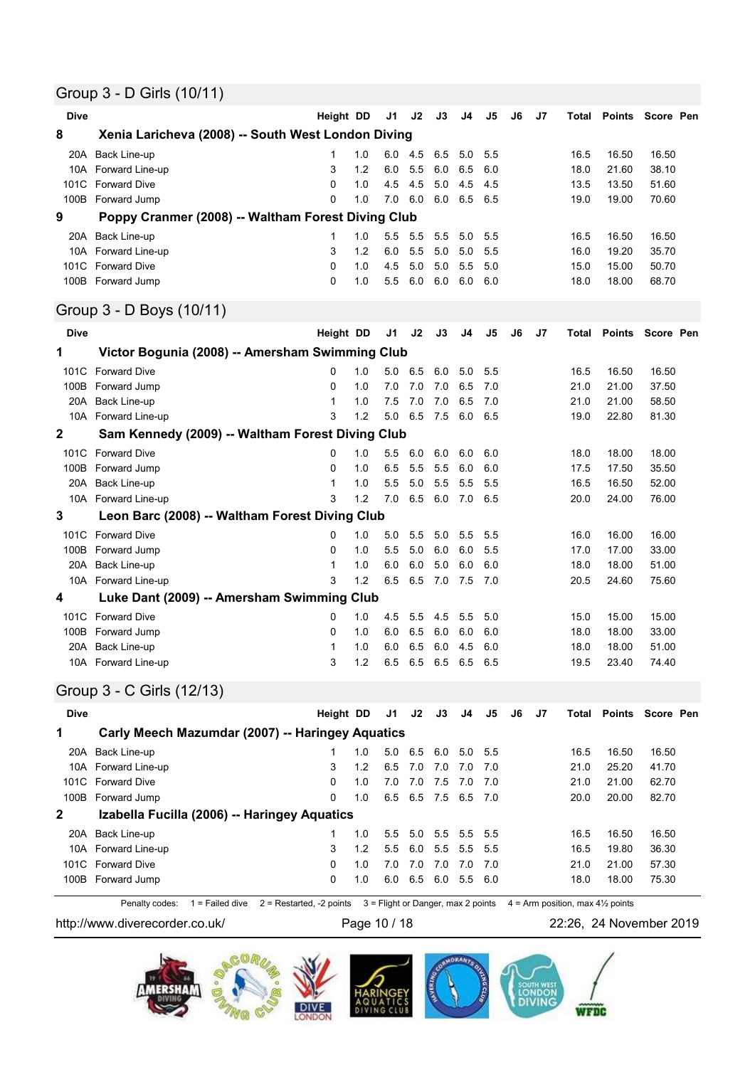## Group 3 - D Girls (10/11)

| Dive | | Height | DD | J1 | J2 | J3 | J4 | J5 | J6 | J7 | Total | Points | Score | Pen |
|---|---|---|---|---|---|---|---|---|---|---|---|---|---|---|
| **8** | **Xenia Laricheva (2008) -- South West London Diving** | | | | | | | | | | | | | |
| 20A | Back Line-up | 1 | 1.0 | 6.0 | 4.5 | 6.5 | 5.0 | 5.5 | | | 16.5 | 16.50 | 16.50 | |
| 10A | Forward Line-up | 3 | 1.2 | 6.0 | 5.5 | 6.0 | 6.5 | 6.0 | | | 18.0 | 21.60 | 38.10 | |
| 101C | Forward Dive | 0 | 1.0 | 4.5 | 4.5 | 5.0 | 4.5 | 4.5 | | | 13.5 | 13.50 | 51.60 | |
| 100B | Forward Jump | 0 | 1.0 | 7.0 | 6.0 | 6.0 | 6.5 | 6.5 | | | 19.0 | 19.00 | 70.60 | |
| **9** | **Poppy Cranmer (2008) -- Waltham Forest Diving Club** | | | | | | | | | | | | | |
| 20A | Back Line-up | 1 | 1.0 | 5.5 | 5.5 | 5.5 | 5.0 | 5.5 | | | 16.5 | 16.50 | 16.50 | |
| 10A | Forward Line-up | 3 | 1.2 | 6.0 | 5.5 | 5.0 | 5.0 | 5.5 | | | 16.0 | 19.20 | 35.70 | |
| 101C | Forward Dive | 0 | 1.0 | 4.5 | 5.0 | 5.0 | 5.5 | 5.0 | | | 15.0 | 15.00 | 50.70 | |
| 100B | Forward Jump | 0 | 1.0 | 5.5 | 6.0 | 6.0 | 6.0 | 6.0 | | | 18.0 | 18.00 | 68.70 | |

## Group 3 - D Boys (10/11)

| Dive | | Height | DD | J1 | J2 | J3 | J4 | J5 | J6 | J7 | Total | Points | Score | Pen |
|---|---|---|---|---|---|---|---|---|---|---|---|---|---|---|
| **1** | **Victor Bogunia (2008) -- Amersham Swimming Club** | | | | | | | | | | | | | |
| 101C | Forward Dive | 0 | 1.0 | 5.0 | 6.5 | 6.0 | 5.0 | 5.5 | | | 16.5 | 16.50 | 16.50 | |
| 100B | Forward Jump | 0 | 1.0 | 7.0 | 7.0 | 7.0 | 6.5 | 7.0 | | | 21.0 | 21.00 | 37.50 | |
| 20A | Back Line-up | 1 | 1.0 | 7.5 | 7.0 | 7.0 | 6.5 | 7.0 | | | 21.0 | 21.00 | 58.50 | |
| 10A | Forward Line-up | 3 | 1.2 | 5.0 | 6.5 | 7.5 | 6.0 | 6.5 | | | 19.0 | 22.80 | 81.30 | |
| **2** | **Sam Kennedy (2009) -- Waltham Forest Diving Club** | | | | | | | | | | | | | |
| 101C | Forward Dive | 0 | 1.0 | 5.5 | 6.0 | 6.0 | 6.0 | 6.0 | | | 18.0 | 18.00 | 18.00 | |
| 100B | Forward Jump | 0 | 1.0 | 6.5 | 5.5 | 5.5 | 6.0 | 6.0 | | | 17.5 | 17.50 | 35.50 | |
| 20A | Back Line-up | 1 | 1.0 | 5.5 | 5.0 | 5.5 | 5.5 | 5.5 | | | 16.5 | 16.50 | 52.00 | |
| 10A | Forward Line-up | 3 | 1.2 | 7.0 | 6.5 | 6.0 | 7.0 | 6.5 | | | 20.0 | 24.00 | 76.00 | |
| **3** | **Leon Barc (2008) -- Waltham Forest Diving Club** | | | | | | | | | | | | | |
| 101C | Forward Dive | 0 | 1.0 | 5.0 | 5.5 | 5.0 | 5.5 | 5.5 | | | 16.0 | 16.00 | 16.00 | |
| 100B | Forward Jump | 0 | 1.0 | 5.5 | 5.0 | 6.0 | 6.0 | 5.5 | | | 17.0 | 17.00 | 33.00 | |
| 20A | Back Line-up | 1 | 1.0 | 6.0 | 6.0 | 5.0 | 6.0 | 6.0 | | | 18.0 | 18.00 | 51.00 | |
| 10A | Forward Line-up | 3 | 1.2 | 6.5 | 6.5 | 7.0 | 7.5 | 7.0 | | | 20.5 | 24.60 | 75.60 | |
| **4** | **Luke Dant (2009) -- Amersham Swimming Club** | | | | | | | | | | | | | |
| 101C | Forward Dive | 0 | 1.0 | 4.5 | 5.5 | 4.5 | 5.5 | 5.0 | | | 15.0 | 15.00 | 15.00 | |
| 100B | Forward Jump | 0 | 1.0 | 6.0 | 6.5 | 6.0 | 6.0 | 6.0 | | | 18.0 | 18.00 | 33.00 | |
| 20A | Back Line-up | 1 | 1.0 | 6.0 | 6.5 | 6.0 | 4.5 | 6.0 | | | 18.0 | 18.00 | 51.00 | |
| 10A | Forward Line-up | 3 | 1.2 | 6.5 | 6.5 | 6.5 | 6.5 | 6.5 | | | 19.5 | 23.40 | 74.40 | |

## Group 3 - C Girls (12/13)

| Dive | | Height | DD | J1 | J2 | J3 | J4 | J5 | J6 | J7 | Total | Points | Score | Pen |
|---|---|---|---|---|---|---|---|---|---|---|---|---|---|---|
| **1** | **Carly Meech Mazumdar (2007) -- Haringey Aquatics** | | | | | | | | | | | | | |
| 20A | Back Line-up | 1 | 1.0 | 5.0 | 6.5 | 6.0 | 5.0 | 5.5 | | | 16.5 | 16.50 | 16.50 | |
| 10A | Forward Line-up | 3 | 1.2 | 6.5 | 7.0 | 7.0 | 7.0 | 7.0 | | | 21.0 | 25.20 | 41.70 | |
| 101C | Forward Dive | 0 | 1.0 | 7.0 | 7.0 | 7.5 | 7.0 | 7.0 | | | 21.0 | 21.00 | 62.70 | |
| 100B | Forward Jump | 0 | 1.0 | 6.5 | 6.5 | 7.5 | 6.5 | 7.0 | | | 20.0 | 20.00 | 82.70 | |
| **2** | **Izabella Fucilla (2006) -- Haringey Aquatics** | | | | | | | | | | | | | |
| 20A | Back Line-up | 1 | 1.0 | 5.5 | 5.0 | 5.5 | 5.5 | 5.5 | | | 16.5 | 16.50 | 16.50 | |
| 10A | Forward Line-up | 3 | 1.2 | 5.5 | 6.0 | 5.5 | 5.5 | 5.5 | | | 16.5 | 19.80 | 36.30 | |
| 101C | Forward Dive | 0 | 1.0 | 7.0 | 7.0 | 7.0 | 7.0 | 7.0 | | | 21.0 | 21.00 | 57.30 | |
| 100B | Forward Jump | 0 | 1.0 | 6.0 | 6.5 | 6.0 | 5.5 | 6.0 | | | 18.0 | 18.00 | 75.30 | |

Penalty codes: 1 = Failed dive 2 = Restarted, -2 points 3 = Flight or Danger, max 2 points 4 = Arm position, max 4½ points

http://www.diverecorder.co.uk/ 22:26, 24 November 2019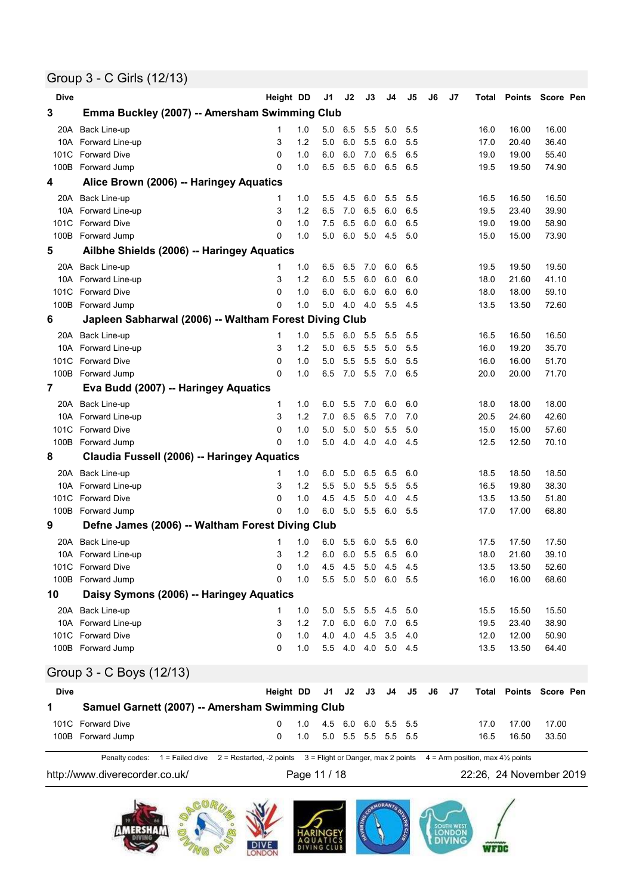## Group 3 - C Girls (12/13)

| Dive | | Height | DD | J1 | J2 | J3 | J4 | J5 | J6 | J7 | Total | Points | Score | Pen |
|---|---|---|---|---|---|---|---|---|---|---|---|---|---|---|
| **3** | **Emma Buckley (2007) -- Amersham Swimming Club** | | | | | | | | | | | | | |
| 20A | Back Line-up | 1 | 1.0 | 5.0 | 6.5 | 5.5 | 5.0 | 5.5 | | | 16.0 | 16.00 | 16.00 | |
| 10A | Forward Line-up | 3 | 1.2 | 5.0 | 6.0 | 5.5 | 6.0 | 5.5 | | | 17.0 | 20.40 | 36.40 | |
| 101C | Forward Dive | 0 | 1.0 | 6.0 | 6.0 | 7.0 | 6.5 | 6.5 | | | 19.0 | 19.00 | 55.40 | |
| 100B | Forward Jump | 0 | 1.0 | 6.5 | 6.5 | 6.0 | 6.5 | 6.5 | | | 19.5 | 19.50 | 74.90 | |
| **4** | **Alice Brown (2006) -- Haringey Aquatics** | | | | | | | | | | | | | |
| 20A | Back Line-up | 1 | 1.0 | 5.5 | 4.5 | 6.0 | 5.5 | 5.5 | | | 16.5 | 16.50 | 16.50 | |
| 10A | Forward Line-up | 3 | 1.2 | 6.5 | 7.0 | 6.5 | 6.0 | 6.5 | | | 19.5 | 23.40 | 39.90 | |
| 101C | Forward Dive | 0 | 1.0 | 7.5 | 6.5 | 6.0 | 6.0 | 6.5 | | | 19.0 | 19.00 | 58.90 | |
| 100B | Forward Jump | 0 | 1.0 | 5.0 | 6.0 | 5.0 | 4.5 | 5.0 | | | 15.0 | 15.00 | 73.90 | |
| **5** | **Ailbhe Shields (2006) -- Haringey Aquatics** | | | | | | | | | | | | | |
| 20A | Back Line-up | 1 | 1.0 | 6.5 | 6.5 | 7.0 | 6.0 | 6.5 | | | 19.5 | 19.50 | 19.50 | |
| 10A | Forward Line-up | 3 | 1.2 | 6.0 | 5.5 | 6.0 | 6.0 | 6.0 | | | 18.0 | 21.60 | 41.10 | |
| 101C | Forward Dive | 0 | 1.0 | 6.0 | 6.0 | 6.0 | 6.0 | 6.0 | | | 18.0 | 18.00 | 59.10 | |
| 100B | Forward Jump | 0 | 1.0 | 5.0 | 4.0 | 4.0 | 5.5 | 4.5 | | | 13.5 | 13.50 | 72.60 | |
| **6** | **Japleen Sabharwal (2006) -- Waltham Forest Diving Club** | | | | | | | | | | | | | |
| 20A | Back Line-up | 1 | 1.0 | 5.5 | 6.0 | 5.5 | 5.5 | 5.5 | | | 16.5 | 16.50 | 16.50 | |
| 10A | Forward Line-up | 3 | 1.2 | 5.0 | 6.5 | 5.5 | 5.0 | 5.5 | | | 16.0 | 19.20 | 35.70 | |
| 101C | Forward Dive | 0 | 1.0 | 5.0 | 5.5 | 5.5 | 5.0 | 5.5 | | | 16.0 | 16.00 | 51.70 | |
| 100B | Forward Jump | 0 | 1.0 | 6.5 | 7.0 | 5.5 | 7.0 | 6.5 | | | 20.0 | 20.00 | 71.70 | |
| **7** | **Eva Budd (2007) -- Haringey Aquatics** | | | | | | | | | | | | | |
| 20A | Back Line-up | 1 | 1.0 | 6.0 | 5.5 | 7.0 | 6.0 | 6.0 | | | 18.0 | 18.00 | 18.00 | |
| 10A | Forward Line-up | 3 | 1.2 | 7.0 | 6.5 | 6.5 | 7.0 | 7.0 | | | 20.5 | 24.60 | 42.60 | |
| 101C | Forward Dive | 0 | 1.0 | 5.0 | 5.0 | 5.0 | 5.5 | 5.0 | | | 15.0 | 15.00 | 57.60 | |
| 100B | Forward Jump | 0 | 1.0 | 5.0 | 4.0 | 4.0 | 4.0 | 4.5 | | | 12.5 | 12.50 | 70.10 | |
| **8** | **Claudia Fussell (2006) -- Haringey Aquatics** | | | | | | | | | | | | | |
| 20A | Back Line-up | 1 | 1.0 | 6.0 | 5.0 | 6.5 | 6.5 | 6.0 | | | 18.5 | 18.50 | 18.50 | |
| 10A | Forward Line-up | 3 | 1.2 | 5.5 | 5.0 | 5.5 | 5.5 | 5.5 | | | 16.5 | 19.80 | 38.30 | |
| 101C | Forward Dive | 0 | 1.0 | 4.5 | 4.5 | 5.0 | 4.0 | 4.5 | | | 13.5 | 13.50 | 51.80 | |
| 100B | Forward Jump | 0 | 1.0 | 6.0 | 5.0 | 5.5 | 6.0 | 5.5 | | | 17.0 | 17.00 | 68.80 | |
| **9** | **Defne James (2006) -- Waltham Forest Diving Club** | | | | | | | | | | | | | |
| 20A | Back Line-up | 1 | 1.0 | 6.0 | 5.5 | 6.0 | 5.5 | 6.0 | | | 17.5 | 17.50 | 17.50 | |
| 10A | Forward Line-up | 3 | 1.2 | 6.0 | 6.0 | 5.5 | 6.5 | 6.0 | | | 18.0 | 21.60 | 39.10 | |
| 101C | Forward Dive | 0 | 1.0 | 4.5 | 4.5 | 5.0 | 4.5 | 4.5 | | | 13.5 | 13.50 | 52.60 | |
| 100B | Forward Jump | 0 | 1.0 | 5.5 | 5.0 | 5.0 | 6.0 | 5.5 | | | 16.0 | 16.00 | 68.60 | |
| **10** | **Daisy Symons (2006) -- Haringey Aquatics** | | | | | | | | | | | | | |
| 20A | Back Line-up | 1 | 1.0 | 5.0 | 5.5 | 5.5 | 4.5 | 5.0 | | | 15.5 | 15.50 | 15.50 | |
| 10A | Forward Line-up | 3 | 1.2 | 7.0 | 6.0 | 6.0 | 7.0 | 6.5 | | | 19.5 | 23.40 | 38.90 | |
| 101C | Forward Dive | 0 | 1.0 | 4.0 | 4.0 | 4.5 | 3.5 | 4.0 | | | 12.0 | 12.00 | 50.90 | |
| 100B | Forward Jump | 0 | 1.0 | 5.5 | 4.0 | 4.0 | 5.0 | 4.5 | | | 13.5 | 13.50 | 64.40 | |

## Group 3 - C Boys (12/13)

| Dive | | Height | DD | J1 | J2 | J3 | J4 | J5 | J6 | J7 | Total | Points | Score | Pen |
|---|---|---|---|---|---|---|---|---|---|---|---|---|---|---|
| **1** | **Samuel Garnett (2007) -- Amersham Swimming Club** | | | | | | | | | | | | | |
| 101C | Forward Dive | 0 | 1.0 | 4.5 | 6.0 | 6.0 | 5.5 | 5.5 | | | 17.0 | 17.00 | 17.00 | |
| 100B | Forward Jump | 0 | 1.0 | 5.0 | 5.5 | 5.5 | 5.5 | 5.5 | | | 16.5 | 16.50 | 33.50 | |

Penalty codes: 1 = Failed dive 2 = Restarted, -2 points 3 = Flight or Danger, max 2 points 4 = Arm position, max 4½ points

http://www.diverecorder.co.uk/ 22:26, 24 November 2019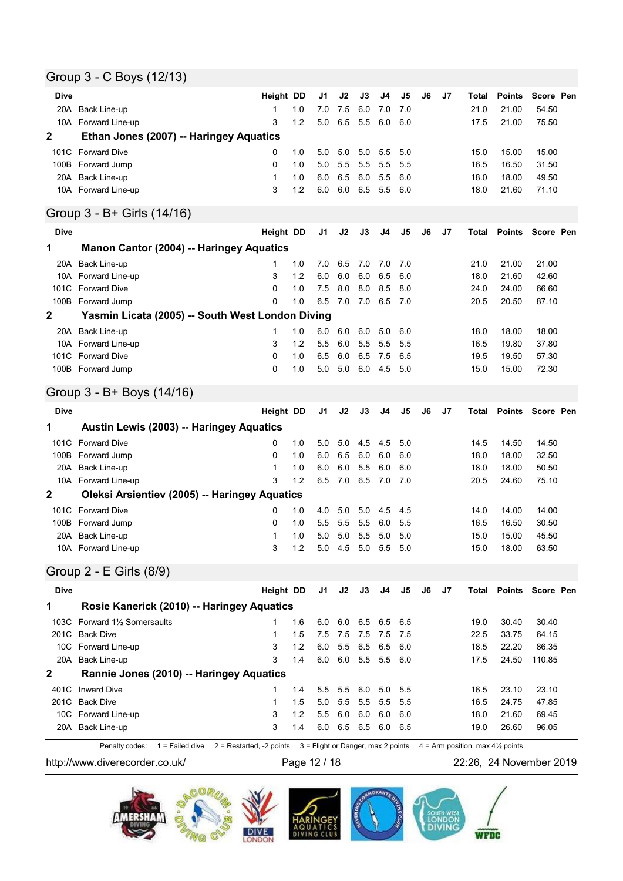## Group 3 - C Boys (12/13)

| Dive | | Height | DD | J1 | J2 | J3 | J4 | J5 | J6 | J7 | Total | Points | Score | Pen |
|---|---|---|---|---|---|---|---|---|---|---|---|---|---|---|
| 20A | Back Line-up | 1 | 1.0 | 7.0 | 7.5 | 6.0 | 7.0 | 7.0 | | | 21.0 | 21.00 | 54.50 | |
| 10A | Forward Line-up | 3 | 1.2 | 5.0 | 6.5 | 5.5 | 6.0 | 6.0 | | | 17.5 | 21.00 | 75.50 | |
| **2** | **Ethan Jones (2007) -- Haringey Aquatics** | | | | | | | | | | | | | |
| 101C | Forward Dive | 0 | 1.0 | 5.0 | 5.0 | 5.0 | 5.5 | 5.0 | | | 15.0 | 15.00 | 15.00 | |
| 100B | Forward Jump | 0 | 1.0 | 5.0 | 5.5 | 5.5 | 5.5 | 5.5 | | | 16.5 | 16.50 | 31.50 | |
| 20A | Back Line-up | 1 | 1.0 | 6.0 | 6.5 | 6.0 | 5.5 | 6.0 | | | 18.0 | 18.00 | 49.50 | |
| 10A | Forward Line-up | 3 | 1.2 | 6.0 | 6.0 | 6.5 | 5.5 | 6.0 | | | 18.0 | 21.60 | 71.10 | |

## Group 3 - B+ Girls (14/16)

| Dive | | Height | DD | J1 | J2 | J3 | J4 | J5 | J6 | J7 | Total | Points | Score | Pen |
|---|---|---|---|---|---|---|---|---|---|---|---|---|---|---|
| **1** | **Manon Cantor (2004) -- Haringey Aquatics** | | | | | | | | | | | | | |
| 20A | Back Line-up | 1 | 1.0 | 7.0 | 6.5 | 7.0 | 7.0 | 7.0 | | | 21.0 | 21.00 | 21.00 | |
| 10A | Forward Line-up | 3 | 1.2 | 6.0 | 6.0 | 6.0 | 6.5 | 6.0 | | | 18.0 | 21.60 | 42.60 | |
| 101C | Forward Dive | 0 | 1.0 | 7.5 | 8.0 | 8.0 | 8.5 | 8.0 | | | 24.0 | 24.00 | 66.60 | |
| 100B | Forward Jump | 0 | 1.0 | 6.5 | 7.0 | 7.0 | 6.5 | 7.0 | | | 20.5 | 20.50 | 87.10 | |
| **2** | **Yasmin Licata (2005) -- South West London Diving** | | | | | | | | | | | | | |
| 20A | Back Line-up | 1 | 1.0 | 6.0 | 6.0 | 6.0 | 5.0 | 6.0 | | | 18.0 | 18.00 | 18.00 | |
| 10A | Forward Line-up | 3 | 1.2 | 5.5 | 6.0 | 5.5 | 5.5 | 5.5 | | | 16.5 | 19.80 | 37.80 | |
| 101C | Forward Dive | 0 | 1.0 | 6.5 | 6.0 | 6.5 | 7.5 | 6.5 | | | 19.5 | 19.50 | 57.30 | |
| 100B | Forward Jump | 0 | 1.0 | 5.0 | 5.0 | 6.0 | 4.5 | 5.0 | | | 15.0 | 15.00 | 72.30 | |

## Group 3 - B+ Boys (14/16)

| Dive | | Height | DD | J1 | J2 | J3 | J4 | J5 | J6 | J7 | Total | Points | Score | Pen |
|---|---|---|---|---|---|---|---|---|---|---|---|---|---|---|
| **1** | **Austin Lewis (2003) -- Haringey Aquatics** | | | | | | | | | | | | | |
| 101C | Forward Dive | 0 | 1.0 | 5.0 | 5.0 | 4.5 | 4.5 | 5.0 | | | 14.5 | 14.50 | 14.50 | |
| 100B | Forward Jump | 0 | 1.0 | 6.0 | 6.5 | 6.0 | 6.0 | 6.0 | | | 18.0 | 18.00 | 32.50 | |
| 20A | Back Line-up | 1 | 1.0 | 6.0 | 6.0 | 5.5 | 6.0 | 6.0 | | | 18.0 | 18.00 | 50.50 | |
| 10A | Forward Line-up | 3 | 1.2 | 6.5 | 7.0 | 6.5 | 7.0 | 7.0 | | | 20.5 | 24.60 | 75.10 | |
| **2** | **Oleksi Arsientiev (2005) -- Haringey Aquatics** | | | | | | | | | | | | | |
| 101C | Forward Dive | 0 | 1.0 | 4.0 | 5.0 | 5.0 | 4.5 | 4.5 | | | 14.0 | 14.00 | 14.00 | |
| 100B | Forward Jump | 0 | 1.0 | 5.5 | 5.5 | 5.5 | 6.0 | 5.5 | | | 16.5 | 16.50 | 30.50 | |
| 20A | Back Line-up | 1 | 1.0 | 5.0 | 5.0 | 5.5 | 5.0 | 5.0 | | | 15.0 | 15.00 | 45.50 | |
| 10A | Forward Line-up | 3 | 1.2 | 5.0 | 4.5 | 5.0 | 5.5 | 5.0 | | | 15.0 | 18.00 | 63.50 | |

## Group 2 - E Girls (8/9)

| Dive | | Height | DD | J1 | J2 | J3 | J4 | J5 | J6 | J7 | Total | Points | Score | Pen |
|---|---|---|---|---|---|---|---|---|---|---|---|---|---|---|
| **1** | **Rosie Kanerick (2010) -- Haringey Aquatics** | | | | | | | | | | | | | |
| 103C | Forward 1½ Somersaults | 1 | 1.6 | 6.0 | 6.0 | 6.5 | 6.5 | 6.5 | | | 19.0 | 30.40 | 30.40 | |
| 201C | Back Dive | 1 | 1.5 | 7.5 | 7.5 | 7.5 | 7.5 | 7.5 | | | 22.5 | 33.75 | 64.15 | |
| 10C | Forward Line-up | 3 | 1.2 | 6.0 | 5.5 | 6.5 | 6.5 | 6.0 | | | 18.5 | 22.20 | 86.35 | |
| 20A | Back Line-up | 3 | 1.4 | 6.0 | 6.0 | 5.5 | 5.5 | 6.0 | | | 17.5 | 24.50 | 110.85 | |
| **2** | **Rannie Jones (2010) -- Haringey Aquatics** | | | | | | | | | | | | | |
| 401C | Inward Dive | 1 | 1.4 | 5.5 | 5.5 | 6.0 | 5.0 | 5.5 | | | 16.5 | 23.10 | 23.10 | |
| 201C | Back Dive | 1 | 1.5 | 5.0 | 5.5 | 5.5 | 5.5 | 5.5 | | | 16.5 | 24.75 | 47.85 | |
| 10C | Forward Line-up | 3 | 1.2 | 5.5 | 6.0 | 6.0 | 6.0 | 6.0 | | | 18.0 | 21.60 | 69.45 | |
| 20A | Back Line-up | 3 | 1.4 | 6.0 | 6.5 | 6.5 | 6.0 | 6.5 | | | 19.0 | 26.60 | 96.05 | |

Penalty codes: 1 = Failed dive 2 = Restarted, -2 points 3 = Flight or Danger, max 2 points 4 = Arm position, max 4½ points

http://www.diverecorder.co.uk/ 22:26, 24 November 2019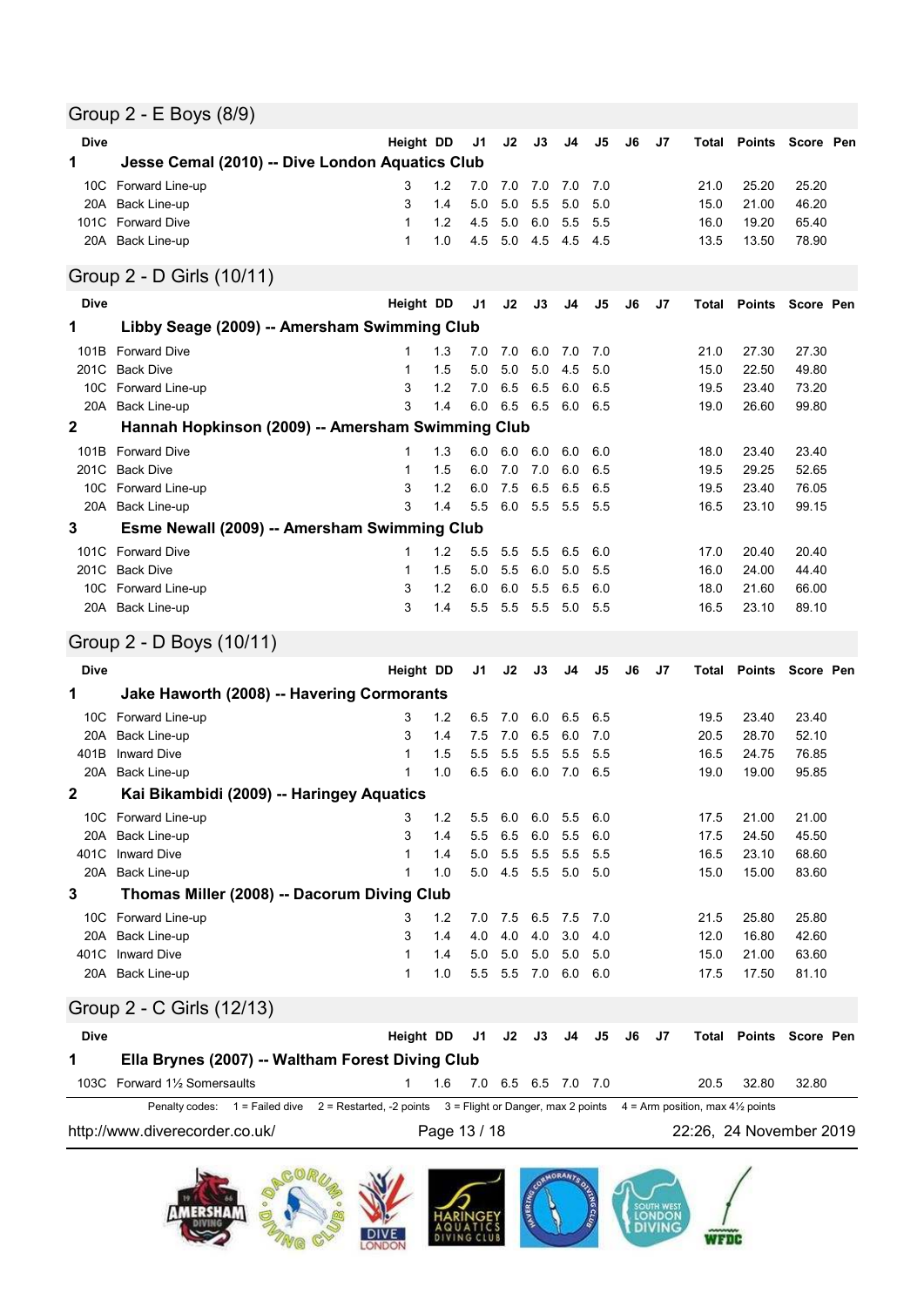## Group 2 - E Boys (8/9)

| Dive | | Height | DD | J1 | J2 | J3 | J4 | J5 | J6 | J7 | Total | Points | Score | Pen |
|---|---|---|---|---|---|---|---|---|---|---|---|---|---|---|
| **1** | **Jesse Cemal (2010) -- Dive London Aquatics Club** | | | | | | | | | | | | | |
| 10C | Forward Line-up | 3 | 1.2 | 7.0 | 7.0 | 7.0 | 7.0 | 7.0 | | | 21.0 | 25.20 | 25.20 | |
| 20A | Back Line-up | 3 | 1.4 | 5.0 | 5.0 | 5.5 | 5.0 | 5.0 | | | 15.0 | 21.00 | 46.20 | |
| 101C | Forward Dive | 1 | 1.2 | 4.5 | 5.0 | 6.0 | 5.5 | 5.5 | | | 16.0 | 19.20 | 65.40 | |
| 20A | Back Line-up | 1 | 1.0 | 4.5 | 5.0 | 4.5 | 4.5 | 4.5 | | | 13.5 | 13.50 | 78.90 | |

## Group 2 - D Girls (10/11)

| Dive | | Height | DD | J1 | J2 | J3 | J4 | J5 | J6 | J7 | Total | Points | Score | Pen |
|---|---|---|---|---|---|---|---|---|---|---|---|---|---|---|
| **1** | **Libby Seage (2009) -- Amersham Swimming Club** | | | | | | | | | | | | | |
| 101B | Forward Dive | 1 | 1.3 | 7.0 | 7.0 | 6.0 | 7.0 | 7.0 | | | 21.0 | 27.30 | 27.30 | |
| 201C | Back Dive | 1 | 1.5 | 5.0 | 5.0 | 5.0 | 4.5 | 5.0 | | | 15.0 | 22.50 | 49.80 | |
| 10C | Forward Line-up | 3 | 1.2 | 7.0 | 6.5 | 6.5 | 6.0 | 6.5 | | | 19.5 | 23.40 | 73.20 | |
| 20A | Back Line-up | 3 | 1.4 | 6.0 | 6.5 | 6.5 | 6.0 | 6.5 | | | 19.0 | 26.60 | 99.80 | |
| **2** | **Hannah Hopkinson (2009) -- Amersham Swimming Club** | | | | | | | | | | | | | |
| 101B | Forward Dive | 1 | 1.3 | 6.0 | 6.0 | 6.0 | 6.0 | 6.0 | | | 18.0 | 23.40 | 23.40 | |
| 201C | Back Dive | 1 | 1.5 | 6.0 | 7.0 | 7.0 | 6.0 | 6.5 | | | 19.5 | 29.25 | 52.65 | |
| 10C | Forward Line-up | 3 | 1.2 | 6.0 | 7.5 | 6.5 | 6.5 | 6.5 | | | 19.5 | 23.40 | 76.05 | |
| 20A | Back Line-up | 3 | 1.4 | 5.5 | 6.0 | 5.5 | 5.5 | 5.5 | | | 16.5 | 23.10 | 99.15 | |
| **3** | **Esme Newall (2009) -- Amersham Swimming Club** | | | | | | | | | | | | | |
| 101C | Forward Dive | 1 | 1.2 | 5.5 | 5.5 | 5.5 | 6.5 | 6.0 | | | 17.0 | 20.40 | 20.40 | |
| 201C | Back Dive | 1 | 1.5 | 5.0 | 5.5 | 6.0 | 5.0 | 5.5 | | | 16.0 | 24.00 | 44.40 | |
| 10C | Forward Line-up | 3 | 1.2 | 6.0 | 6.0 | 5.5 | 6.5 | 6.0 | | | 18.0 | 21.60 | 66.00 | |
| 20A | Back Line-up | 3 | 1.4 | 5.5 | 5.5 | 5.5 | 5.0 | 5.5 | | | 16.5 | 23.10 | 89.10 | |

## Group 2 - D Boys (10/11)

| Dive | | Height | DD | J1 | J2 | J3 | J4 | J5 | J6 | J7 | Total | Points | Score | Pen |
|---|---|---|---|---|---|---|---|---|---|---|---|---|---|---|
| **1** | **Jake Haworth (2008) -- Havering Cormorants** | | | | | | | | | | | | | |
| 10C | Forward Line-up | 3 | 1.2 | 6.5 | 7.0 | 6.0 | 6.5 | 6.5 | | | 19.5 | 23.40 | 23.40 | |
| 20A | Back Line-up | 3 | 1.4 | 7.5 | 7.0 | 6.5 | 6.0 | 7.0 | | | 20.5 | 28.70 | 52.10 | |
| 401B | Inward Dive | 1 | 1.5 | 5.5 | 5.5 | 5.5 | 5.5 | 5.5 | | | 16.5 | 24.75 | 76.85 | |
| 20A | Back Line-up | 1 | 1.0 | 6.5 | 6.0 | 6.0 | 7.0 | 6.5 | | | 19.0 | 19.00 | 95.85 | |
| **2** | **Kai Bikambidi (2009) -- Haringey Aquatics** | | | | | | | | | | | | | |
| 10C | Forward Line-up | 3 | 1.2 | 5.5 | 6.0 | 6.0 | 5.5 | 6.0 | | | 17.5 | 21.00 | 21.00 | |
| 20A | Back Line-up | 3 | 1.4 | 5.5 | 6.5 | 6.0 | 5.5 | 6.0 | | | 17.5 | 24.50 | 45.50 | |
| 401C | Inward Dive | 1 | 1.4 | 5.0 | 5.5 | 5.5 | 5.5 | 5.5 | | | 16.5 | 23.10 | 68.60 | |
| 20A | Back Line-up | 1 | 1.0 | 5.0 | 4.5 | 5.5 | 5.0 | 5.0 | | | 15.0 | 15.00 | 83.60 | |
| **3** | **Thomas Miller (2008) -- Dacorum Diving Club** | | | | | | | | | | | | | |
| 10C | Forward Line-up | 3 | 1.2 | 7.0 | 7.5 | 6.5 | 7.5 | 7.0 | | | 21.5 | 25.80 | 25.80 | |
| 20A | Back Line-up | 3 | 1.4 | 4.0 | 4.0 | 4.0 | 3.0 | 4.0 | | | 12.0 | 16.80 | 42.60 | |
| 401C | Inward Dive | 1 | 1.4 | 5.0 | 5.0 | 5.0 | 5.0 | 5.0 | | | 15.0 | 21.00 | 63.60 | |
| 20A | Back Line-up | 1 | 1.0 | 5.5 | 5.5 | 7.0 | 6.0 | 6.0 | | | 17.5 | 17.50 | 81.10 | |

## Group 2 - C Girls (12/13)

| Dive | | Height | DD | J1 | J2 | J3 | J4 | J5 | J6 | J7 | Total | Points | Score | Pen |
|---|---|---|---|---|---|---|---|---|---|---|---|---|---|---|
| **1** | **Ella Brynes (2007) -- Waltham Forest Diving Club** | | | | | | | | | | | | | |
| 103C | Forward 1½ Somersaults | 1 | 1.6 | 7.0 | 6.5 | 6.5 | 7.0 | 7.0 | | | 20.5 | 32.80 | 32.80 | |

Penalty codes: 1 = Failed dive 2 = Restarted, -2 points 3 = Flight or Danger, max 2 points 4 = Arm position, max 4½ points

http://www.diverecorder.co.uk/ 22:26, 24 November 2019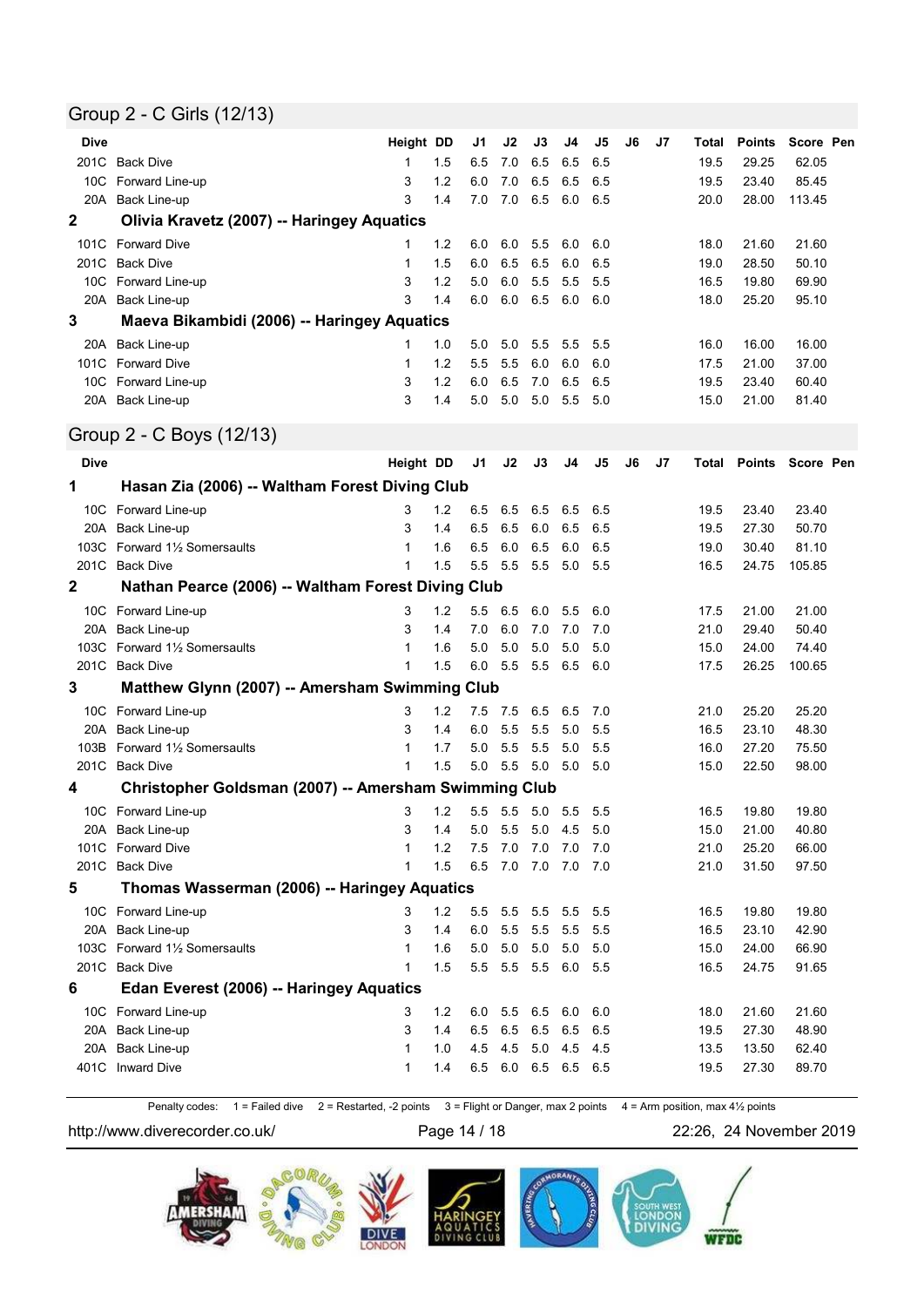## Group 2 - C Girls (12/13)

| Dive | | Height | DD | J1 | J2 | J3 | J4 | J5 | J6 | J7 | Total | Points | Score | Pen |
|---|---|---|---|---|---|---|---|---|---|---|---|---|---|---|
| 201C | Back Dive | 1 | 1.5 | 6.5 | 7.0 | 6.5 | 6.5 | 6.5 | | | 19.5 | 29.25 | 62.05 | |
| 10C | Forward Line-up | 3 | 1.2 | 6.0 | 7.0 | 6.5 | 6.5 | 6.5 | | | 19.5 | 23.40 | 85.45 | |
| 20A | Back Line-up | 3 | 1.4 | 7.0 | 7.0 | 6.5 | 6.0 | 6.5 | | | 20.0 | 28.00 | 113.45 | |
| **2** | **Olivia Kravetz (2007) -- Haringey Aquatics** | | | | | | | | | | | | | |
| 101C | Forward Dive | 1 | 1.2 | 6.0 | 6.0 | 5.5 | 6.0 | 6.0 | | | 18.0 | 21.60 | 21.60 | |
| 201C | Back Dive | 1 | 1.5 | 6.0 | 6.5 | 6.5 | 6.0 | 6.5 | | | 19.0 | 28.50 | 50.10 | |
| 10C | Forward Line-up | 3 | 1.2 | 5.0 | 6.0 | 5.5 | 5.5 | 5.5 | | | 16.5 | 19.80 | 69.90 | |
| 20A | Back Line-up | 3 | 1.4 | 6.0 | 6.0 | 6.5 | 6.0 | 6.0 | | | 18.0 | 25.20 | 95.10 | |
| **3** | **Maeva Bikambidi (2006) -- Haringey Aquatics** | | | | | | | | | | | | | |
| 20A | Back Line-up | 1 | 1.0 | 5.0 | 5.0 | 5.5 | 5.5 | 5.5 | | | 16.0 | 16.00 | 16.00 | |
| 101C | Forward Dive | 1 | 1.2 | 5.5 | 5.5 | 6.0 | 6.0 | 6.0 | | | 17.5 | 21.00 | 37.00 | |
| 10C | Forward Line-up | 3 | 1.2 | 6.0 | 6.5 | 7.0 | 6.5 | 6.5 | | | 19.5 | 23.40 | 60.40 | |
| 20A | Back Line-up | 3 | 1.4 | 5.0 | 5.0 | 5.0 | 5.5 | 5.0 | | | 15.0 | 21.00 | 81.40 | |

## Group 2 - C Boys (12/13)

| Dive | | Height | DD | J1 | J2 | J3 | J4 | J5 | J6 | J7 | Total | Points | Score | Pen |
|---|---|---|---|---|---|---|---|---|---|---|---|---|---|---|
| **1** | **Hasan Zia (2006) -- Waltham Forest Diving Club** | | | | | | | | | | | | | |
| 10C | Forward Line-up | 3 | 1.2 | 6.5 | 6.5 | 6.5 | 6.5 | 6.5 | | | 19.5 | 23.40 | 23.40 | |
| 20A | Back Line-up | 3 | 1.4 | 6.5 | 6.5 | 6.0 | 6.5 | 6.5 | | | 19.5 | 27.30 | 50.70 | |
| 103C | Forward 1½ Somersaults | 1 | 1.6 | 6.5 | 6.0 | 6.5 | 6.0 | 6.5 | | | 19.0 | 30.40 | 81.10 | |
| 201C | Back Dive | 1 | 1.5 | 5.5 | 5.5 | 5.5 | 5.0 | 5.5 | | | 16.5 | 24.75 | 105.85 | |
| **2** | **Nathan Pearce (2006) -- Waltham Forest Diving Club** | | | | | | | | | | | | | |
| 10C | Forward Line-up | 3 | 1.2 | 5.5 | 6.5 | 6.0 | 5.5 | 6.0 | | | 17.5 | 21.00 | 21.00 | |
| 20A | Back Line-up | 3 | 1.4 | 7.0 | 6.0 | 7.0 | 7.0 | 7.0 | | | 21.0 | 29.40 | 50.40 | |
| 103C | Forward 1½ Somersaults | 1 | 1.6 | 5.0 | 5.0 | 5.0 | 5.0 | 5.0 | | | 15.0 | 24.00 | 74.40 | |
| 201C | Back Dive | 1 | 1.5 | 6.0 | 5.5 | 5.5 | 6.5 | 6.0 | | | 17.5 | 26.25 | 100.65 | |
| **3** | **Matthew Glynn (2007) -- Amersham Swimming Club** | | | | | | | | | | | | | |
| 10C | Forward Line-up | 3 | 1.2 | 7.5 | 7.5 | 6.5 | 6.5 | 7.0 | | | 21.0 | 25.20 | 25.20 | |
| 20A | Back Line-up | 3 | 1.4 | 6.0 | 5.5 | 5.5 | 5.0 | 5.5 | | | 16.5 | 23.10 | 48.30 | |
| 103B | Forward 1½ Somersaults | 1 | 1.7 | 5.0 | 5.5 | 5.5 | 5.0 | 5.5 | | | 16.0 | 27.20 | 75.50 | |
| 201C | Back Dive | 1 | 1.5 | 5.0 | 5.5 | 5.0 | 5.0 | 5.0 | | | 15.0 | 22.50 | 98.00 | |
| **4** | **Christopher Goldsman (2007) -- Amersham Swimming Club** | | | | | | | | | | | | | |
| 10C | Forward Line-up | 3 | 1.2 | 5.5 | 5.5 | 5.0 | 5.5 | 5.5 | | | 16.5 | 19.80 | 19.80 | |
| 20A | Back Line-up | 3 | 1.4 | 5.0 | 5.5 | 5.0 | 4.5 | 5.0 | | | 15.0 | 21.00 | 40.80 | |
| 101C | Forward Dive | 1 | 1.2 | 7.5 | 7.0 | 7.0 | 7.0 | 7.0 | | | 21.0 | 25.20 | 66.00 | |
| 201C | Back Dive | 1 | 1.5 | 6.5 | 7.0 | 7.0 | 7.0 | 7.0 | | | 21.0 | 31.50 | 97.50 | |
| **5** | **Thomas Wasserman (2006) -- Haringey Aquatics** | | | | | | | | | | | | | |
| 10C | Forward Line-up | 3 | 1.2 | 5.5 | 5.5 | 5.5 | 5.5 | 5.5 | | | 16.5 | 19.80 | 19.80 | |
| 20A | Back Line-up | 3 | 1.4 | 6.0 | 5.5 | 5.5 | 5.5 | 5.5 | | | 16.5 | 23.10 | 42.90 | |
| 103C | Forward 1½ Somersaults | 1 | 1.6 | 5.0 | 5.0 | 5.0 | 5.0 | 5.0 | | | 15.0 | 24.00 | 66.90 | |
| 201C | Back Dive | 1 | 1.5 | 5.5 | 5.5 | 5.5 | 6.0 | 5.5 | | | 16.5 | 24.75 | 91.65 | |
| **6** | **Edan Everest (2006) -- Haringey Aquatics** | | | | | | | | | | | | | |
| 10C | Forward Line-up | 3 | 1.2 | 6.0 | 5.5 | 6.5 | 6.0 | 6.0 | | | 18.0 | 21.60 | 21.60 | |
| 20A | Back Line-up | 3 | 1.4 | 6.5 | 6.5 | 6.5 | 6.5 | 6.5 | | | 19.5 | 27.30 | 48.90 | |
| 20A | Back Line-up | 1 | 1.0 | 4.5 | 4.5 | 5.0 | 4.5 | 4.5 | | | 13.5 | 13.50 | 62.40 | |
| 401C | Inward Dive | 1 | 1.4 | 6.5 | 6.0 | 6.5 | 6.5 | 6.5 | | | 19.5 | 27.30 | 89.70 | |

Penalty codes: 1 = Failed dive 2 = Restarted, -2 points 3 = Flight or Danger, max 2 points 4 = Arm position, max 4½ points

http://www.diverecorder.co.uk/ 22:26, 24 November 2019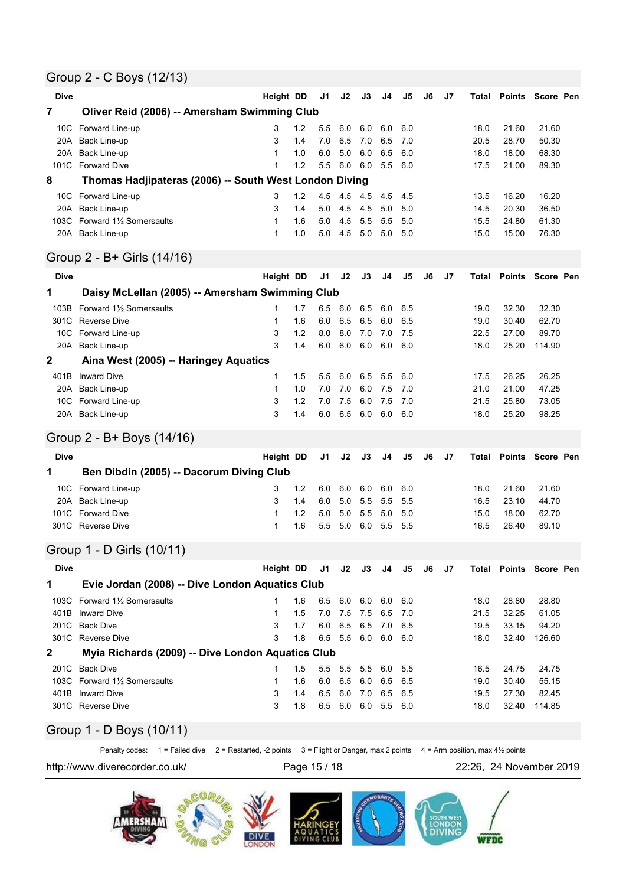## Group 2 - C Boys (12/13)

| Dive | | Height | DD | J1 | J2 | J3 | J4 | J5 | J6 | J7 | Total | Points | Score | Pen |
|---|---|---|---|---|---|---|---|---|---|---|---|---|---|---|
| **7** | **Oliver Reid (2006) -- Amersham Swimming Club** | | | | | | | | | | | | | |
| 10C | Forward Line-up | 3 | 1.2 | 5.5 | 6.0 | 6.0 | 6.0 | 6.0 | | | 18.0 | 21.60 | 21.60 | |
| 20A | Back Line-up | 3 | 1.4 | 7.0 | 6.5 | 7.0 | 6.5 | 7.0 | | | 20.5 | 28.70 | 50.30 | |
| 20A | Back Line-up | 1 | 1.0 | 6.0 | 5.0 | 6.0 | 6.5 | 6.0 | | | 18.0 | 18.00 | 68.30 | |
| 101C | Forward Dive | 1 | 1.2 | 5.5 | 6.0 | 6.0 | 5.5 | 6.0 | | | 17.5 | 21.00 | 89.30 | |
| **8** | **Thomas Hadjipateras (2006) -- South West London Diving** | | | | | | | | | | | | | |
| 10C | Forward Line-up | 3 | 1.2 | 4.5 | 4.5 | 4.5 | 4.5 | 4.5 | | | 13.5 | 16.20 | 16.20 | |
| 20A | Back Line-up | 3 | 1.4 | 5.0 | 4.5 | 4.5 | 5.0 | 5.0 | | | 14.5 | 20.30 | 36.50 | |
| 103C | Forward 1½ Somersaults | 1 | 1.6 | 5.0 | 4.5 | 5.5 | 5.5 | 5.0 | | | 15.5 | 24.80 | 61.30 | |
| 20A | Back Line-up | 1 | 1.0 | 5.0 | 4.5 | 5.0 | 5.0 | 5.0 | | | 15.0 | 15.00 | 76.30 | |

## Group 2 - B+ Girls (14/16)

| Dive | | Height | DD | J1 | J2 | J3 | J4 | J5 | J6 | J7 | Total | Points | Score | Pen |
|---|---|---|---|---|---|---|---|---|---|---|---|---|---|---|
| **1** | **Daisy McLellan (2005) -- Amersham Swimming Club** | | | | | | | | | | | | | |
| 103B | Forward 1½ Somersaults | 1 | 1.7 | 6.5 | 6.0 | 6.5 | 6.0 | 6.5 | | | 19.0 | 32.30 | 32.30 | |
| 301C | Reverse Dive | 1 | 1.6 | 6.0 | 6.5 | 6.5 | 6.0 | 6.5 | | | 19.0 | 30.40 | 62.70 | |
| 10C | Forward Line-up | 3 | 1.2 | 8.0 | 8.0 | 7.0 | 7.0 | 7.5 | | | 22.5 | 27.00 | 89.70 | |
| 20A | Back Line-up | 3 | 1.4 | 6.0 | 6.0 | 6.0 | 6.0 | 6.0 | | | 18.0 | 25.20 | 114.90 | |
| **2** | **Aina West (2005) -- Haringey Aquatics** | | | | | | | | | | | | | |
| 401B | Inward Dive | 1 | 1.5 | 5.5 | 6.0 | 6.5 | 5.5 | 6.0 | | | 17.5 | 26.25 | 26.25 | |
| 20A | Back Line-up | 1 | 1.0 | 7.0 | 7.0 | 6.0 | 7.5 | 7.0 | | | 21.0 | 21.00 | 47.25 | |
| 10C | Forward Line-up | 3 | 1.2 | 7.0 | 7.5 | 6.0 | 7.5 | 7.0 | | | 21.5 | 25.80 | 73.05 | |
| 20A | Back Line-up | 3 | 1.4 | 6.0 | 6.5 | 6.0 | 6.0 | 6.0 | | | 18.0 | 25.20 | 98.25 | |

## Group 2 - B+ Boys (14/16)

| Dive | | Height | DD | J1 | J2 | J3 | J4 | J5 | J6 | J7 | Total | Points | Score | Pen |
|---|---|---|---|---|---|---|---|---|---|---|---|---|---|---|
| **1** | **Ben Dibdin (2005) -- Dacorum Diving Club** | | | | | | | | | | | | | |
| 10C | Forward Line-up | 3 | 1.2 | 6.0 | 6.0 | 6.0 | 6.0 | 6.0 | | | 18.0 | 21.60 | 21.60 | |
| 20A | Back Line-up | 3 | 1.4 | 6.0 | 5.0 | 5.5 | 5.5 | 5.5 | | | 16.5 | 23.10 | 44.70 | |
| 101C | Forward Dive | 1 | 1.2 | 5.0 | 5.0 | 5.5 | 5.0 | 5.0 | | | 15.0 | 18.00 | 62.70 | |
| 301C | Reverse Dive | 1 | 1.6 | 5.5 | 5.0 | 6.0 | 5.5 | 5.5 | | | 16.5 | 26.40 | 89.10 | |

## Group 1 - D Girls (10/11)

| Dive | | Height | DD | J1 | J2 | J3 | J4 | J5 | J6 | J7 | Total | Points | Score | Pen |
|---|---|---|---|---|---|---|---|---|---|---|---|---|---|---|
| **1** | **Evie Jordan (2008) -- Dive London Aquatics Club** | | | | | | | | | | | | | |
| 103C | Forward 1½ Somersaults | 1 | 1.6 | 6.5 | 6.0 | 6.0 | 6.0 | 6.0 | | | 18.0 | 28.80 | 28.80 | |
| 401B | Inward Dive | 1 | 1.5 | 7.0 | 7.5 | 7.5 | 6.5 | 7.0 | | | 21.5 | 32.25 | 61.05 | |
| 201C | Back Dive | 3 | 1.7 | 6.0 | 6.5 | 6.5 | 7.0 | 6.5 | | | 19.5 | 33.15 | 94.20 | |
| 301C | Reverse Dive | 3 | 1.8 | 6.5 | 5.5 | 6.0 | 6.0 | 6.0 | | | 18.0 | 32.40 | 126.60 | |
| **2** | **Myia Richards (2009) -- Dive London Aquatics Club** | | | | | | | | | | | | | |
| 201C | Back Dive | 1 | 1.5 | 5.5 | 5.5 | 5.5 | 6.0 | 5.5 | | | 16.5 | 24.75 | 24.75 | |
| 103C | Forward 1½ Somersaults | 1 | 1.6 | 6.0 | 6.5 | 6.0 | 6.5 | 6.5 | | | 19.0 | 30.40 | 55.15 | |
| 401B | Inward Dive | 3 | 1.4 | 6.5 | 6.0 | 7.0 | 6.5 | 6.5 | | | 19.5 | 27.30 | 82.45 | |
| 301C | Reverse Dive | 3 | 1.8 | 6.5 | 6.0 | 6.0 | 5.5 | 6.0 | | | 18.0 | 32.40 | 114.85 | |

## Group 1 - D Boys (10/11)

Penalty codes: 1 = Failed dive 2 = Restarted, -2 points 3 = Flight or Danger, max 2 points 4 = Arm position, max 4½ points

http://www.diverecorder.co.uk/ 22:26, 24 November 2019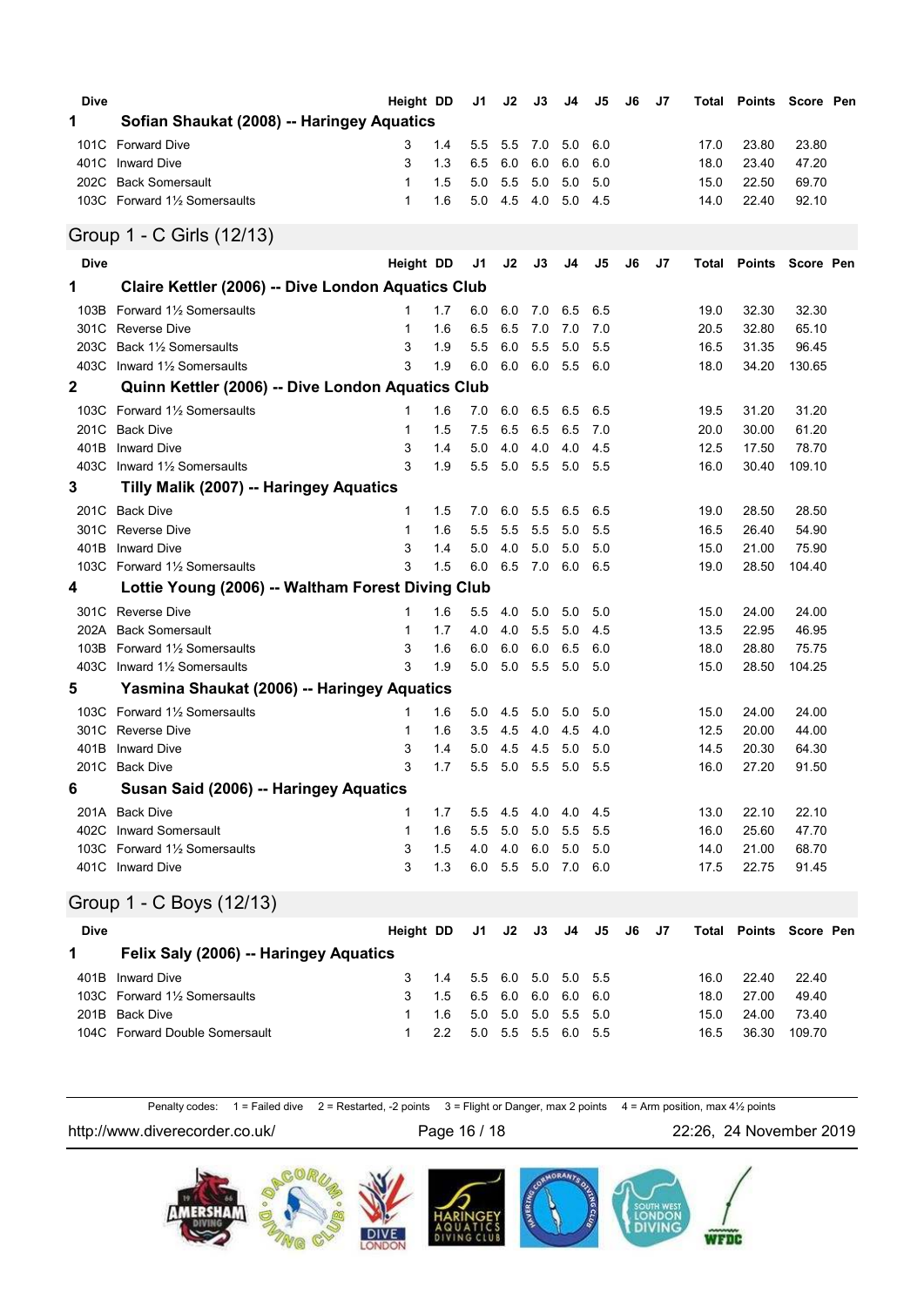| Dive | | Height | DD | J1 | J2 | J3 | J4 | J5 | J6 | J7 | Total | Points | Score | Pen |
|---|---|---|---|---|---|---|---|---|---|---|---|---|---|---|
| **1** | **Sofian Shaukat (2008) -- Haringey Aquatics** | | | | | | | | | | | | | |
| 101C | Forward Dive | 3 | 1.4 | 5.5 | 5.5 | 7.0 | 5.0 | 6.0 | | | 17.0 | 23.80 | 23.80 | |
| 401C | Inward Dive | 3 | 1.3 | 6.5 | 6.0 | 6.0 | 6.0 | 6.0 | | | 18.0 | 23.40 | 47.20 | |
| 202C | Back Somersault | 1 | 1.5 | 5.0 | 5.5 | 5.0 | 5.0 | 5.0 | | | 15.0 | 22.50 | 69.70 | |
| 103C | Forward 1½ Somersaults | 1 | 1.6 | 5.0 | 4.5 | 4.0 | 5.0 | 4.5 | | | 14.0 | 22.40 | 92.10 | |

## Group 1 - C Girls (12/13)

| Dive | | Height | DD | J1 | J2 | J3 | J4 | J5 | J6 | J7 | Total | Points | Score | Pen |
|---|---|---|---|---|---|---|---|---|---|---|---|---|---|---|
| **1** | **Claire Kettler (2006) -- Dive London Aquatics Club** | | | | | | | | | | | | | |
| 103B | Forward 1½ Somersaults | 1 | 1.7 | 6.0 | 6.0 | 7.0 | 6.5 | 6.5 | | | 19.0 | 32.30 | 32.30 | |
| 301C | Reverse Dive | 1 | 1.6 | 6.5 | 6.5 | 7.0 | 7.0 | 7.0 | | | 20.5 | 32.80 | 65.10 | |
| 203C | Back 1½ Somersaults | 3 | 1.9 | 5.5 | 6.0 | 5.5 | 5.0 | 5.5 | | | 16.5 | 31.35 | 96.45 | |
| 403C | Inward 1½ Somersaults | 3 | 1.9 | 6.0 | 6.0 | 6.0 | 5.5 | 6.0 | | | 18.0 | 34.20 | 130.65 | |
| **2** | **Quinn Kettler (2006) -- Dive London Aquatics Club** | | | | | | | | | | | | | |
| 103C | Forward 1½ Somersaults | 1 | 1.6 | 7.0 | 6.0 | 6.5 | 6.5 | 6.5 | | | 19.5 | 31.20 | 31.20 | |
| 201C | Back Dive | 1 | 1.5 | 7.5 | 6.5 | 6.5 | 6.5 | 7.0 | | | 20.0 | 30.00 | 61.20 | |
| 401B | Inward Dive | 3 | 1.4 | 5.0 | 4.0 | 4.0 | 4.0 | 4.5 | | | 12.5 | 17.50 | 78.70 | |
| 403C | Inward 1½ Somersaults | 3 | 1.9 | 5.5 | 5.0 | 5.5 | 5.0 | 5.5 | | | 16.0 | 30.40 | 109.10 | |
| **3** | **Tilly Malik (2007) -- Haringey Aquatics** | | | | | | | | | | | | | |
| 201C | Back Dive | 1 | 1.5 | 7.0 | 6.0 | 5.5 | 6.5 | 6.5 | | | 19.0 | 28.50 | 28.50 | |
| 301C | Reverse Dive | 1 | 1.6 | 5.5 | 5.5 | 5.5 | 5.0 | 5.5 | | | 16.5 | 26.40 | 54.90 | |
| 401B | Inward Dive | 3 | 1.4 | 5.0 | 4.0 | 5.0 | 5.0 | 5.0 | | | 15.0 | 21.00 | 75.90 | |
| 103C | Forward 1½ Somersaults | 3 | 1.5 | 6.0 | 6.5 | 7.0 | 6.0 | 6.5 | | | 19.0 | 28.50 | 104.40 | |
| **4** | **Lottie Young (2006) -- Waltham Forest Diving Club** | | | | | | | | | | | | | |
| 301C | Reverse Dive | 1 | 1.6 | 5.5 | 4.0 | 5.0 | 5.0 | 5.0 | | | 15.0 | 24.00 | 24.00 | |
| 202A | Back Somersault | 1 | 1.7 | 4.0 | 4.0 | 5.5 | 5.0 | 4.5 | | | 13.5 | 22.95 | 46.95 | |
| 103B | Forward 1½ Somersaults | 3 | 1.6 | 6.0 | 6.0 | 6.0 | 6.5 | 6.0 | | | 18.0 | 28.80 | 75.75 | |
| 403C | Inward 1½ Somersaults | 3 | 1.9 | 5.0 | 5.0 | 5.5 | 5.0 | 5.0 | | | 15.0 | 28.50 | 104.25 | |
| **5** | **Yasmina Shaukat (2006) -- Haringey Aquatics** | | | | | | | | | | | | | |
| 103C | Forward 1½ Somersaults | 1 | 1.6 | 5.0 | 4.5 | 5.0 | 5.0 | 5.0 | | | 15.0 | 24.00 | 24.00 | |
| 301C | Reverse Dive | 1 | 1.6 | 3.5 | 4.5 | 4.0 | 4.5 | 4.0 | | | 12.5 | 20.00 | 44.00 | |
| 401B | Inward Dive | 3 | 1.4 | 5.0 | 4.5 | 4.5 | 5.0 | 5.0 | | | 14.5 | 20.30 | 64.30 | |
| 201C | Back Dive | 3 | 1.7 | 5.5 | 5.0 | 5.5 | 5.0 | 5.5 | | | 16.0 | 27.20 | 91.50 | |
| **6** | **Susan Said (2006) -- Haringey Aquatics** | | | | | | | | | | | | | |
| 201A | Back Dive | 1 | 1.7 | 5.5 | 4.5 | 4.0 | 4.0 | 4.5 | | | 13.0 | 22.10 | 22.10 | |
| 402C | Inward Somersault | 1 | 1.6 | 5.5 | 5.0 | 5.0 | 5.5 | 5.5 | | | 16.0 | 25.60 | 47.70 | |
| 103C | Forward 1½ Somersaults | 3 | 1.5 | 4.0 | 4.0 | 6.0 | 5.0 | 5.0 | | | 14.0 | 21.00 | 68.70 | |
| 401C | Inward Dive | 3 | 1.3 | 6.0 | 5.5 | 5.0 | 7.0 | 6.0 | | | 17.5 | 22.75 | 91.45 | |

## Group 1 - C Boys (12/13)

| Dive | | Height | DD | J1 | J2 | J3 | J4 | J5 | J6 | J7 | Total | Points | Score | Pen |
|---|---|---|---|---|---|---|---|---|---|---|---|---|---|---|
| **1** | **Felix Saly (2006) -- Haringey Aquatics** | | | | | | | | | | | | | |
| 401B | Inward Dive | 3 | 1.4 | 5.5 | 6.0 | 5.0 | 5.0 | 5.5 | | | 16.0 | 22.40 | 22.40 | |
| 103C | Forward 1½ Somersaults | 3 | 1.5 | 6.5 | 6.0 | 6.0 | 6.0 | 6.0 | | | 18.0 | 27.00 | 49.40 | |
| 201B | Back Dive | 1 | 1.6 | 5.0 | 5.0 | 5.0 | 5.5 | 5.0 | | | 15.0 | 24.00 | 73.40 | |
| 104C | Forward Double Somersault | 1 | 2.2 | 5.0 | 5.5 | 5.5 | 6.0 | 5.5 | | | 16.5 | 36.30 | 109.70 | |

Penalty codes: 1 = Failed dive 2 = Restarted, -2 points 3 = Flight or Danger, max 2 points 4 = Arm position, max 4½ points

http://www.diverecorder.co.uk/ 22:26, 24 November 2019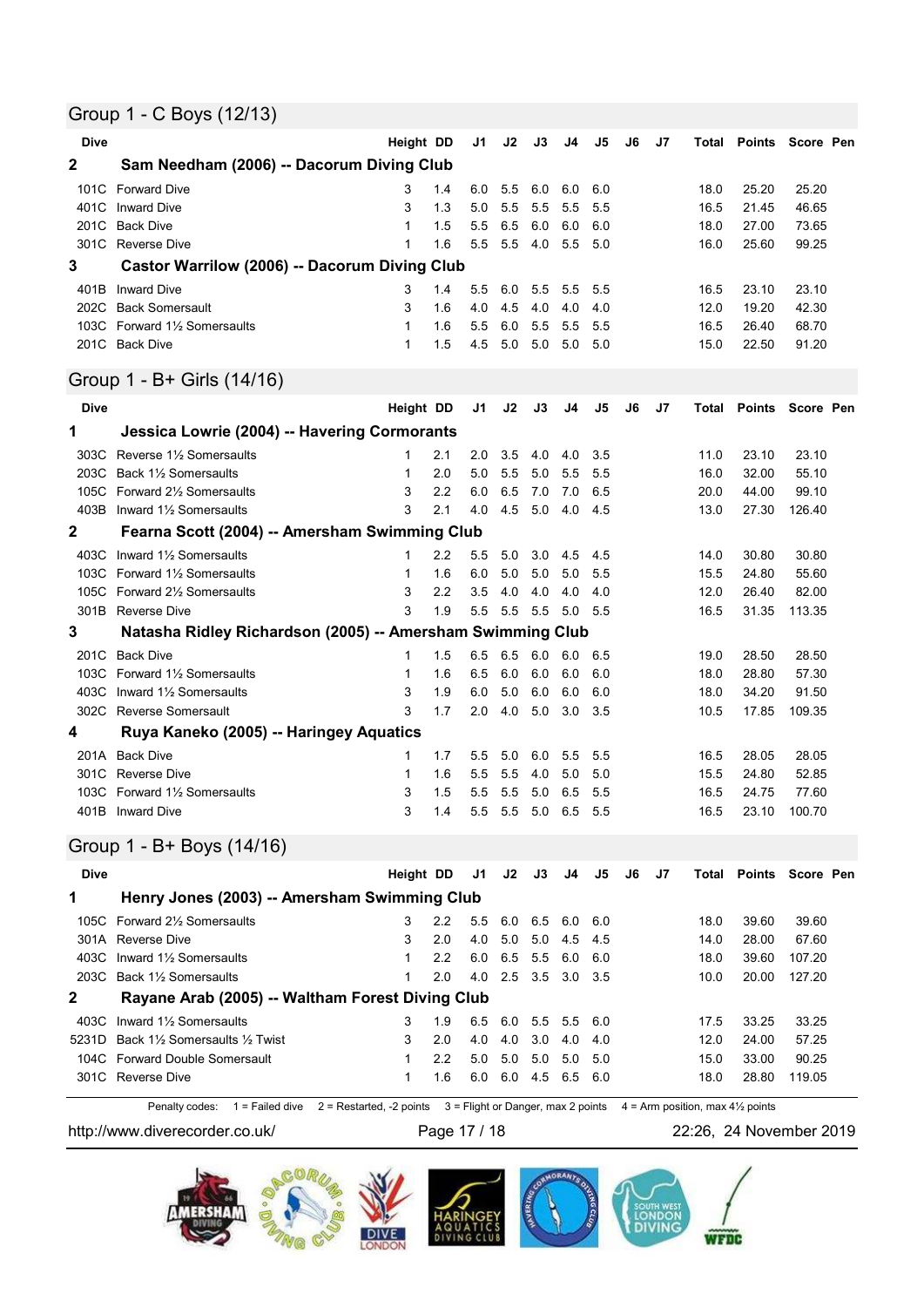## Group 1 - C Boys (12/13)

| Dive | | Height | DD | J1 | J2 | J3 | J4 | J5 | J6 | J7 | Total | Points | Score | Pen |
|---|---|---|---|---|---|---|---|---|---|---|---|---|---|---|
| **2** | **Sam Needham (2006) -- Dacorum Diving Club** | | | | | | | | | | | | | |
| 101C | Forward Dive | 3 | 1.4 | 6.0 | 5.5 | 6.0 | 6.0 | 6.0 | | | 18.0 | 25.20 | 25.20 | |
| 401C | Inward Dive | 3 | 1.3 | 5.0 | 5.5 | 5.5 | 5.5 | 5.5 | | | 16.5 | 21.45 | 46.65 | |
| 201C | Back Dive | 1 | 1.5 | 5.5 | 6.5 | 6.0 | 6.0 | 6.0 | | | 18.0 | 27.00 | 73.65 | |
| 301C | Reverse Dive | 1 | 1.6 | 5.5 | 5.5 | 4.0 | 5.5 | 5.0 | | | 16.0 | 25.60 | 99.25 | |
| **3** | **Castor Warrilow (2006) -- Dacorum Diving Club** | | | | | | | | | | | | | |
| 401B | Inward Dive | 3 | 1.4 | 5.5 | 6.0 | 5.5 | 5.5 | 5.5 | | | 16.5 | 23.10 | 23.10 | |
| 202C | Back Somersault | 3 | 1.6 | 4.0 | 4.5 | 4.0 | 4.0 | 4.0 | | | 12.0 | 19.20 | 42.30 | |
| 103C | Forward 1½ Somersaults | 1 | 1.6 | 5.5 | 6.0 | 5.5 | 5.5 | 5.5 | | | 16.5 | 26.40 | 68.70 | |
| 201C | Back Dive | 1 | 1.5 | 4.5 | 5.0 | 5.0 | 5.0 | 5.0 | | | 15.0 | 22.50 | 91.20 | |

## Group 1 - B+ Girls (14/16)

| Dive | | Height | DD | J1 | J2 | J3 | J4 | J5 | J6 | J7 | Total | Points | Score | Pen |
|---|---|---|---|---|---|---|---|---|---|---|---|---|---|---|
| **1** | **Jessica Lowrie (2004) -- Havering Cormorants** | | | | | | | | | | | | | |
| 303C | Reverse 1½ Somersaults | 1 | 2.1 | 2.0 | 3.5 | 4.0 | 4.0 | 3.5 | | | 11.0 | 23.10 | 23.10 | |
| 203C | Back 1½ Somersaults | 1 | 2.0 | 5.0 | 5.5 | 5.0 | 5.5 | 5.5 | | | 16.0 | 32.00 | 55.10 | |
| 105C | Forward 2½ Somersaults | 3 | 2.2 | 6.0 | 6.5 | 7.0 | 7.0 | 6.5 | | | 20.0 | 44.00 | 99.10 | |
| 403B | Inward 1½ Somersaults | 3 | 2.1 | 4.0 | 4.5 | 5.0 | 4.0 | 4.5 | | | 13.0 | 27.30 | 126.40 | |
| **2** | **Fearna Scott (2004) -- Amersham Swimming Club** | | | | | | | | | | | | | |
| 403C | Inward 1½ Somersaults | 1 | 2.2 | 5.5 | 5.0 | 3.0 | 4.5 | 4.5 | | | 14.0 | 30.80 | 30.80 | |
| 103C | Forward 1½ Somersaults | 1 | 1.6 | 6.0 | 5.0 | 5.0 | 5.0 | 5.5 | | | 15.5 | 24.80 | 55.60 | |
| 105C | Forward 2½ Somersaults | 3 | 2.2 | 3.5 | 4.0 | 4.0 | 4.0 | 4.0 | | | 12.0 | 26.40 | 82.00 | |
| 301B | Reverse Dive | 3 | 1.9 | 5.5 | 5.5 | 5.5 | 5.0 | 5.5 | | | 16.5 | 31.35 | 113.35 | |
| **3** | **Natasha Ridley Richardson (2005) -- Amersham Swimming Club** | | | | | | | | | | | | | |
| 201C | Back Dive | 1 | 1.5 | 6.5 | 6.5 | 6.0 | 6.0 | 6.5 | | | 19.0 | 28.50 | 28.50 | |
| 103C | Forward 1½ Somersaults | 1 | 1.6 | 6.5 | 6.0 | 6.0 | 6.0 | 6.0 | | | 18.0 | 28.80 | 57.30 | |
| 403C | Inward 1½ Somersaults | 3 | 1.9 | 6.0 | 5.0 | 6.0 | 6.0 | 6.0 | | | 18.0 | 34.20 | 91.50 | |
| 302C | Reverse Somersault | 3 | 1.7 | 2.0 | 4.0 | 5.0 | 3.0 | 3.5 | | | 10.5 | 17.85 | 109.35 | |
| **4** | **Ruya Kaneko (2005) -- Haringey Aquatics** | | | | | | | | | | | | | |
| 201A | Back Dive | 1 | 1.7 | 5.5 | 5.0 | 6.0 | 5.5 | 5.5 | | | 16.5 | 28.05 | 28.05 | |
| 301C | Reverse Dive | 1 | 1.6 | 5.5 | 5.5 | 4.0 | 5.0 | 5.0 | | | 15.5 | 24.80 | 52.85 | |
| 103C | Forward 1½ Somersaults | 3 | 1.5 | 5.5 | 5.5 | 5.0 | 6.5 | 5.5 | | | 16.5 | 24.75 | 77.60 | |
| 401B | Inward Dive | 3 | 1.4 | 5.5 | 5.5 | 5.0 | 6.5 | 5.5 | | | 16.5 | 23.10 | 100.70 | |

## Group 1 - B+ Boys (14/16)

| Dive | | Height | DD | J1 | J2 | J3 | J4 | J5 | J6 | J7 | Total | Points | Score | Pen |
|---|---|---|---|---|---|---|---|---|---|---|---|---|---|---|
| **1** | **Henry Jones (2003) -- Amersham Swimming Club** | | | | | | | | | | | | | |
| 105C | Forward 2½ Somersaults | 3 | 2.2 | 5.5 | 6.0 | 6.5 | 6.0 | 6.0 | | | 18.0 | 39.60 | 39.60 | |
| 301A | Reverse Dive | 3 | 2.0 | 4.0 | 5.0 | 5.0 | 4.5 | 4.5 | | | 14.0 | 28.00 | 67.60 | |
| 403C | Inward 1½ Somersaults | 1 | 2.2 | 6.0 | 6.5 | 5.5 | 6.0 | 6.0 | | | 18.0 | 39.60 | 107.20 | |
| 203C | Back 1½ Somersaults | 1 | 2.0 | 4.0 | 2.5 | 3.5 | 3.0 | 3.5 | | | 10.0 | 20.00 | 127.20 | |
| **2** | **Rayane Arab (2005) -- Waltham Forest Diving Club** | | | | | | | | | | | | | |
| 403C | Inward 1½ Somersaults | 3 | 1.9 | 6.5 | 6.0 | 5.5 | 5.5 | 6.0 | | | 17.5 | 33.25 | 33.25 | |
| 5231D | Back 1½ Somersaults ½ Twist | 3 | 2.0 | 4.0 | 4.0 | 3.0 | 4.0 | 4.0 | | | 12.0 | 24.00 | 57.25 | |
| 104C | Forward Double Somersault | 1 | 2.2 | 5.0 | 5.0 | 5.0 | 5.0 | 5.0 | | | 15.0 | 33.00 | 90.25 | |
| 301C | Reverse Dive | 1 | 1.6 | 6.0 | 6.0 | 4.5 | 6.5 | 6.0 | | | 18.0 | 28.80 | 119.05 | |

Penalty codes: 1 = Failed dive 2 = Restarted, -2 points 3 = Flight or Danger, max 2 points 4 = Arm position, max 4½ points

http://www.diverecorder.co.uk/ 22:26, 24 November 2019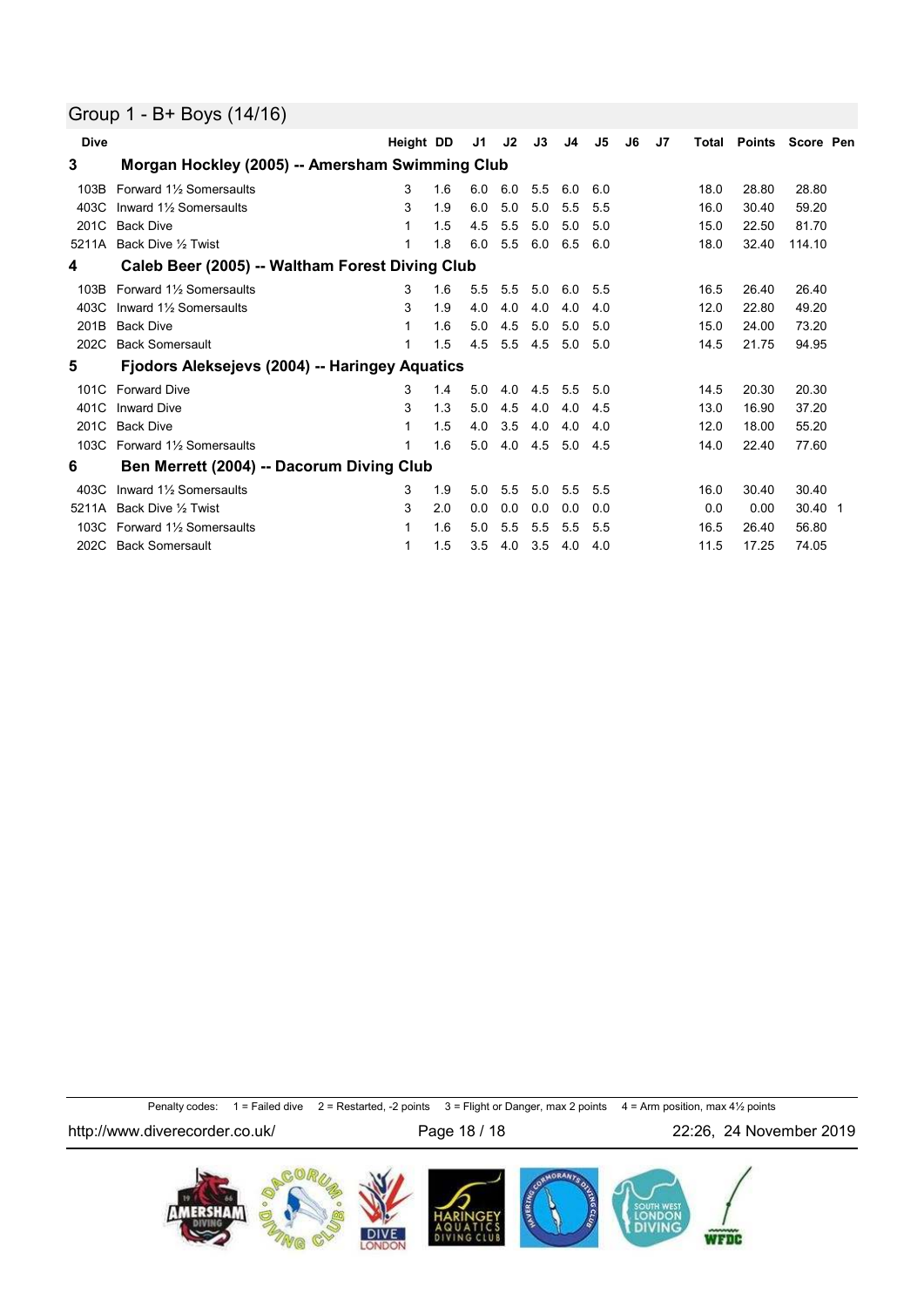## Group 1 - B+ Boys (14/16)

| Dive | | Height | DD | J1 | J2 | J3 | J4 | J5 | J6 | J7 | Total | Points | Score | Pen |
|---|---|---|---|---|---|---|---|---|---|---|---|---|---|---|
| **3** | **Morgan Hockley (2005) -- Amersham Swimming Club** | | | | | | | | | | | | | |
| 103B | Forward 1½ Somersaults | 3 | 1.6 | 6.0 | 6.0 | 5.5 | 6.0 | 6.0 | | | 18.0 | 28.80 | 28.80 | |
| 403C | Inward 1½ Somersaults | 3 | 1.9 | 6.0 | 5.0 | 5.0 | 5.5 | 5.5 | | | 16.0 | 30.40 | 59.20 | |
| 201C | Back Dive | 1 | 1.5 | 4.5 | 5.5 | 5.0 | 5.0 | 5.0 | | | 15.0 | 22.50 | 81.70 | |
| 5211A | Back Dive ½ Twist | 1 | 1.8 | 6.0 | 5.5 | 6.0 | 6.5 | 6.0 | | | 18.0 | 32.40 | 114.10 | |
| **4** | **Caleb Beer (2005) -- Waltham Forest Diving Club** | | | | | | | | | | | | | |
| 103B | Forward 1½ Somersaults | 3 | 1.6 | 5.5 | 5.5 | 5.0 | 6.0 | 5.5 | | | 16.5 | 26.40 | 26.40 | |
| 403C | Inward 1½ Somersaults | 3 | 1.9 | 4.0 | 4.0 | 4.0 | 4.0 | 4.0 | | | 12.0 | 22.80 | 49.20 | |
| 201B | Back Dive | 1 | 1.6 | 5.0 | 4.5 | 5.0 | 5.0 | 5.0 | | | 15.0 | 24.00 | 73.20 | |
| 202C | Back Somersault | 1 | 1.5 | 4.5 | 5.5 | 4.5 | 5.0 | 5.0 | | | 14.5 | 21.75 | 94.95 | |
| **5** | **Fjodors Aleksejevs (2004) -- Haringey Aquatics** | | | | | | | | | | | | | |
| 101C | Forward Dive | 3 | 1.4 | 5.0 | 4.0 | 4.5 | 5.5 | 5.0 | | | 14.5 | 20.30 | 20.30 | |
| 401C | Inward Dive | 3 | 1.3 | 5.0 | 4.5 | 4.0 | 4.0 | 4.5 | | | 13.0 | 16.90 | 37.20 | |
| 201C | Back Dive | 1 | 1.5 | 4.0 | 3.5 | 4.0 | 4.0 | 4.0 | | | 12.0 | 18.00 | 55.20 | |
| 103C | Forward 1½ Somersaults | 1 | 1.6 | 5.0 | 4.0 | 4.5 | 5.0 | 4.5 | | | 14.0 | 22.40 | 77.60 | |
| **6** | **Ben Merrett (2004) -- Dacorum Diving Club** | | | | | | | | | | | | | |
| 403C | Inward 1½ Somersaults | 3 | 1.9 | 5.0 | 5.5 | 5.0 | 5.5 | 5.5 | | | 16.0 | 30.40 | 30.40 | |
| 5211A | Back Dive ½ Twist | 3 | 2.0 | 0.0 | 0.0 | 0.0 | 0.0 | 0.0 | | | 0.0 | 0.00 | 30.40 | 1 |
| 103C | Forward 1½ Somersaults | 1 | 1.6 | 5.0 | 5.5 | 5.5 | 5.5 | 5.5 | | | 16.5 | 26.40 | 56.80 | |
| 202C | Back Somersault | 1 | 1.5 | 3.5 | 4.0 | 3.5 | 4.0 | 4.0 | | | 11.5 | 17.25 | 74.05 | |

Penalty codes: 1 = Failed dive 2 = Restarted, -2 points 3 = Flight or Danger, max 2 points 4 = Arm position, max 4½ points

http://www.diverecorder.co.uk/ 22:26, 24 November 2019